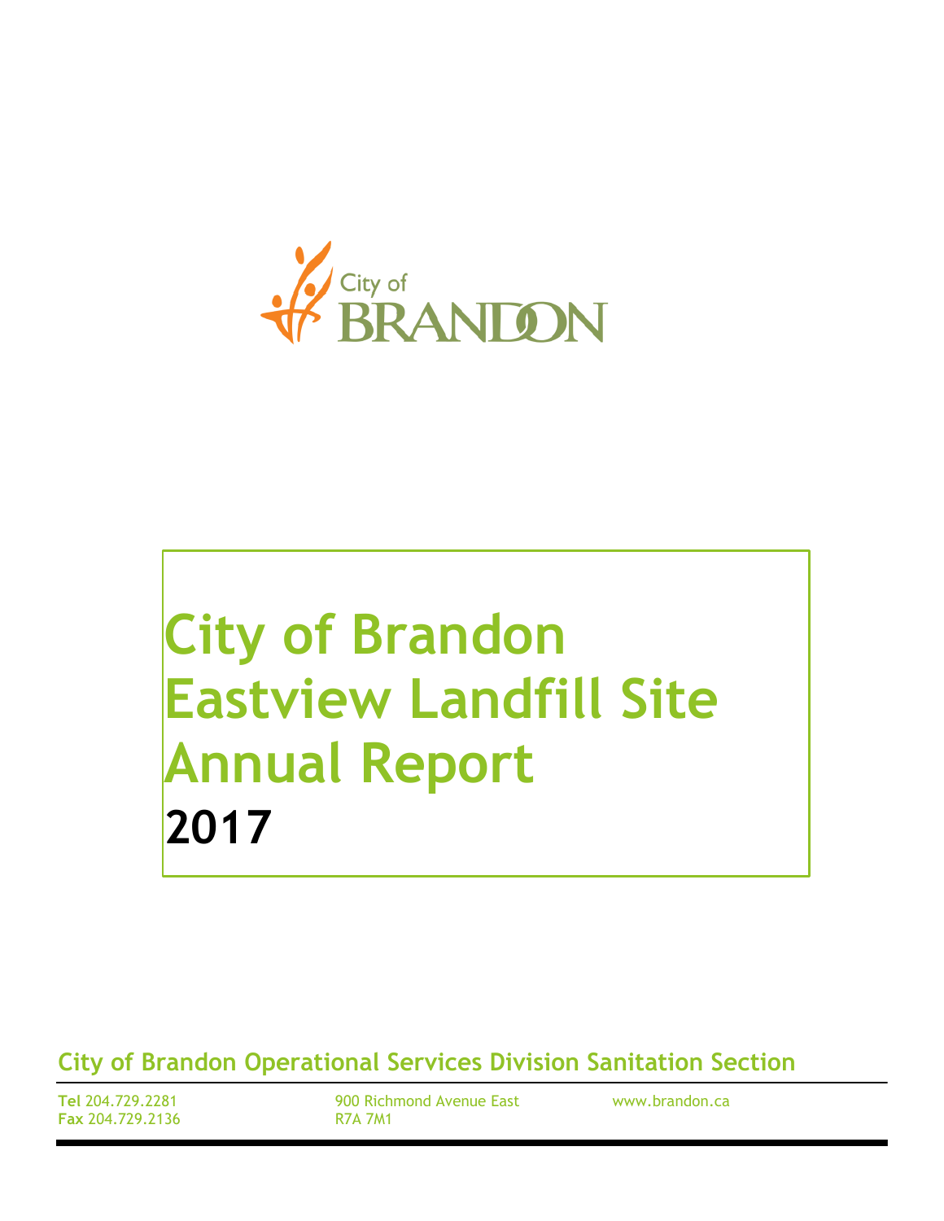City of
BRANDON

# City of Brandon Eastview Landfill Site Annual Report

**2017**

## City of Brandon Operational Services Division Sanitation Section

**Tel** 204.729.2281
**Fax** 204.729.2136

900 Richmond Avenue East
R7A 7M1

www.brandon.ca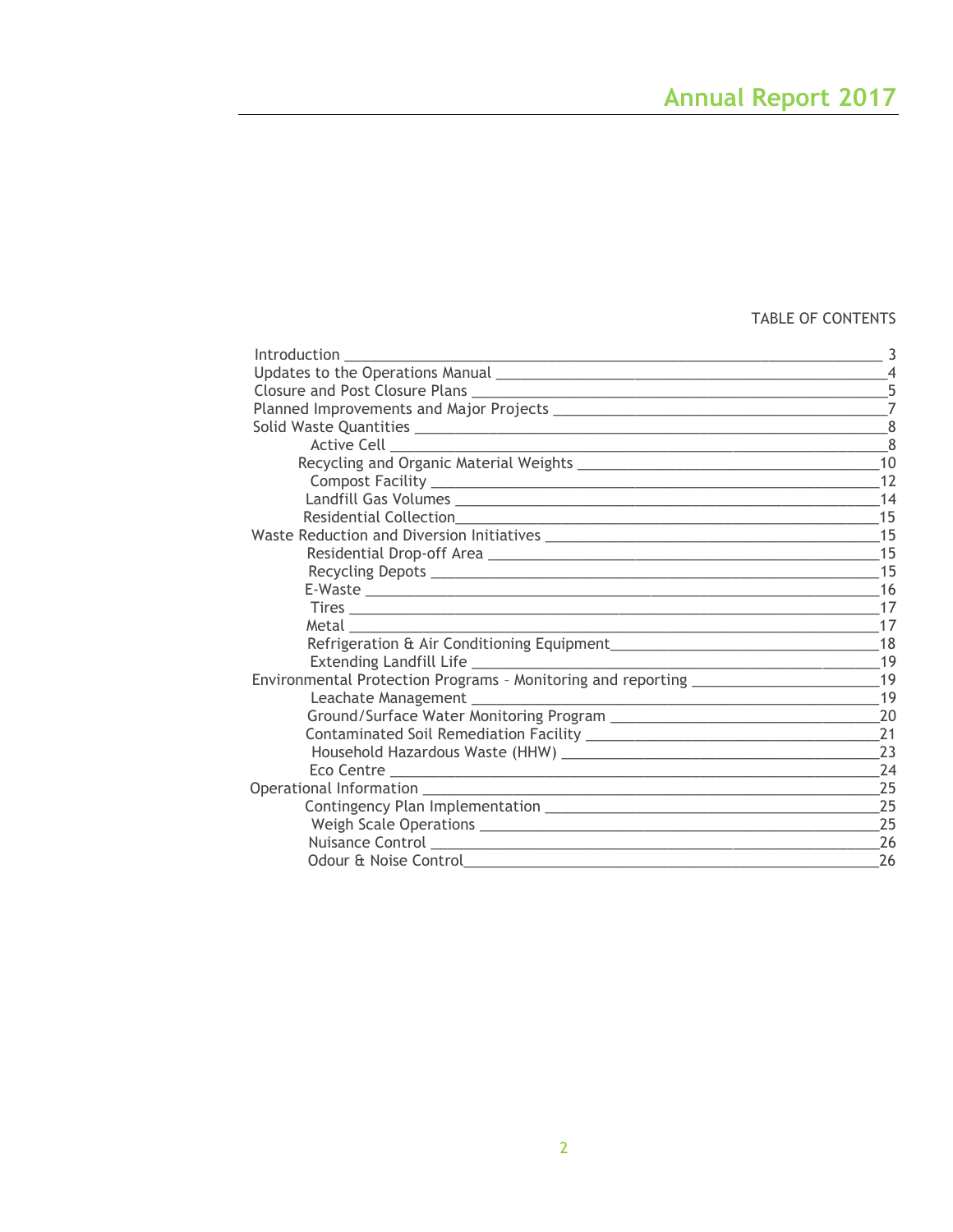TABLE OF CONTENTS

| Section | Page |
| --- | --- |
| Introduction | 3 |
| Updates to the Operations Manual | 4 |
| Closure and Post Closure Plans | 5 |
| Planned Improvements and Major Projects | 7 |
| Solid Waste Quantities | 8 |
| Active Cell | 8 |
| Recycling and Organic Material Weights | 10 |
| Compost Facility | 12 |
| Landfill Gas Volumes | 14 |
| Residential Collection | 15 |
| Waste Reduction and Diversion Initiatives | 15 |
| Residential Drop-off Area | 15 |
| Recycling Depots | 15 |
| E-Waste | 16 |
| Tires | 17 |
| Metal | 17 |
| Refrigeration & Air Conditioning Equipment | 18 |
| Extending Landfill Life | 19 |
| Environmental Protection Programs – Monitoring and reporting | 19 |
| Leachate Management | 19 |
| Ground/Surface Water Monitoring Program | 20 |
| Contaminated Soil Remediation Facility | 21 |
| Household Hazardous Waste (HHW) | 23 |
| Eco Centre | 24 |
| Operational Information | 25 |
| Contingency Plan Implementation | 25 |
| Weigh Scale Operations | 25 |
| Nuisance Control | 26 |
| Odour & Noise Control | 26 |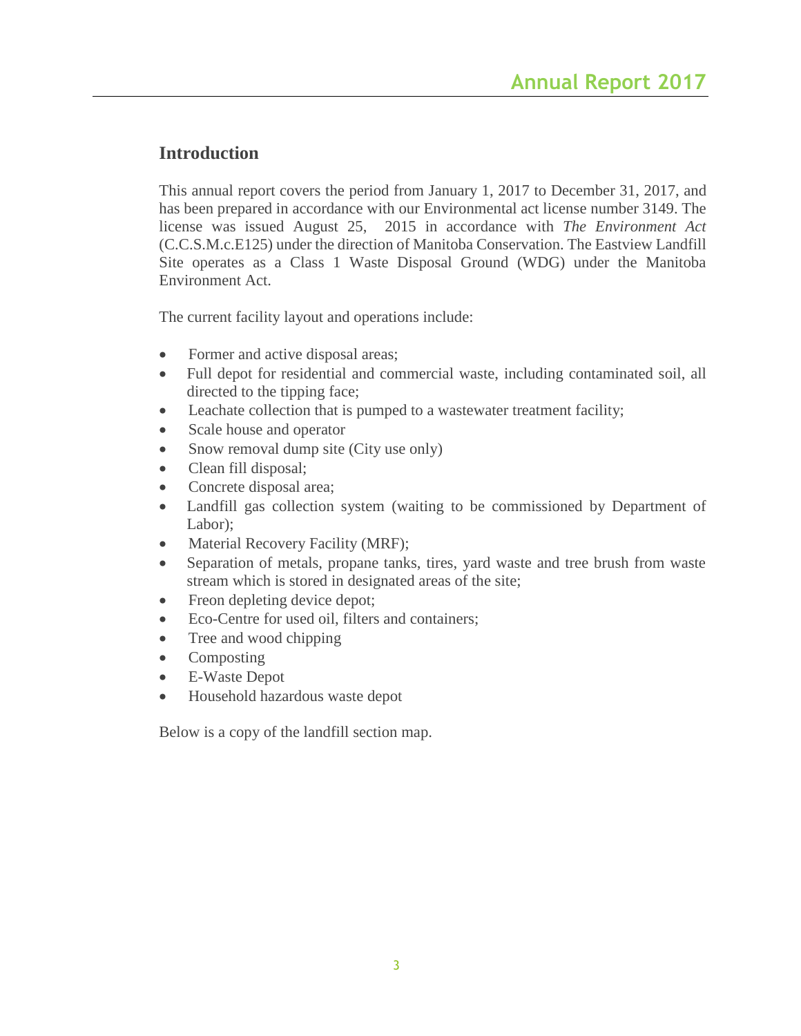## Introduction

This annual report covers the period from January 1, 2017 to December 31, 2017, and has been prepared in accordance with our Environmental act license number 3149. The license was issued August 25, 2015 in accordance with *The Environment Act* (C.C.S.M.c.E125) under the direction of Manitoba Conservation. The Eastview Landfill Site operates as a Class 1 Waste Disposal Ground (WDG) under the Manitoba Environment Act.

The current facility layout and operations include:

- Former and active disposal areas;
- Full depot for residential and commercial waste, including contaminated soil, all directed to the tipping face;
- Leachate collection that is pumped to a wastewater treatment facility;
- Scale house and operator
- Snow removal dump site (City use only)
- Clean fill disposal;
- Concrete disposal area;
- Landfill gas collection system (waiting to be commissioned by Department of Labor);
- Material Recovery Facility (MRF);
- Separation of metals, propane tanks, tires, yard waste and tree brush from waste stream which is stored in designated areas of the site;
- Freon depleting device depot;
- Eco-Centre for used oil, filters and containers;
- Tree and wood chipping
- Composting
- E-Waste Depot
- Household hazardous waste depot

Below is a copy of the landfill section map.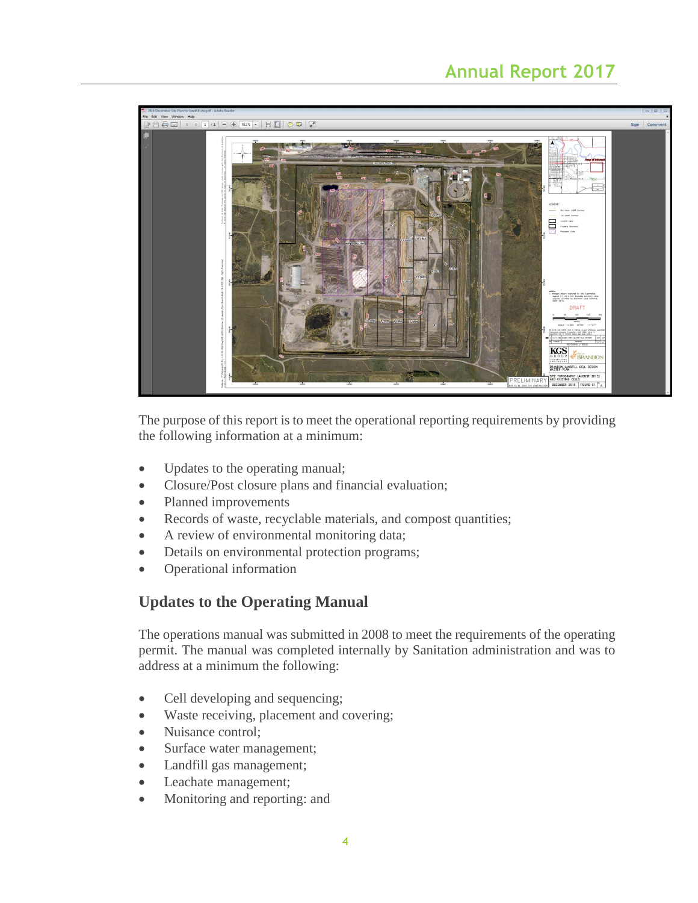The purpose of this report is to meet the operational reporting requirements by providing the following information at a minimum:

- Updates to the operating manual;
- Closure/Post closure plans and financial evaluation;
- Planned improvements
- Records of waste, recyclable materials, and compost quantities;
- A review of environmental monitoring data;
- Details on environmental protection programs;
- Operational information

## Updates to the Operating Manual

The operations manual was submitted in 2008 to meet the requirements of the operating permit. The manual was completed internally by Sanitation administration and was to address at a minimum the following:

- Cell developing and sequencing;
- Waste receiving, placement and covering;
- Nuisance control;
- Surface water management;
- Landfill gas management;
- Leachate management;
- Monitoring and reporting: and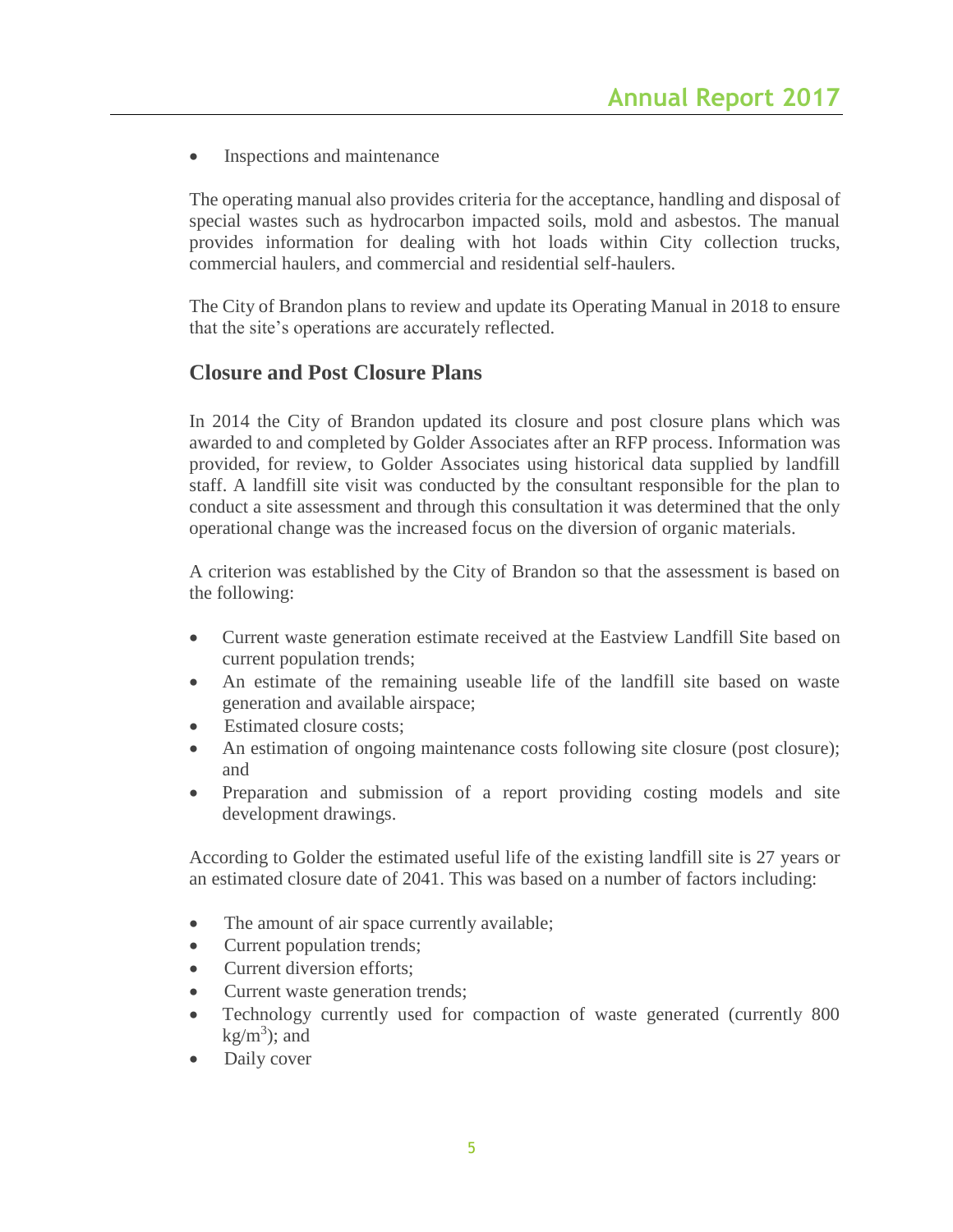- Inspections and maintenance

The operating manual also provides criteria for the acceptance, handling and disposal of special wastes such as hydrocarbon impacted soils, mold and asbestos. The manual provides information for dealing with hot loads within City collection trucks, commercial haulers, and commercial and residential self-haulers.

The City of Brandon plans to review and update its Operating Manual in 2018 to ensure that the site's operations are accurately reflected.

## Closure and Post Closure Plans

In 2014 the City of Brandon updated its closure and post closure plans which was awarded to and completed by Golder Associates after an RFP process. Information was provided, for review, to Golder Associates using historical data supplied by landfill staff. A landfill site visit was conducted by the consultant responsible for the plan to conduct a site assessment and through this consultation it was determined that the only operational change was the increased focus on the diversion of organic materials.

A criterion was established by the City of Brandon so that the assessment is based on the following:

- Current waste generation estimate received at the Eastview Landfill Site based on current population trends;
- An estimate of the remaining useable life of the landfill site based on waste generation and available airspace;
- Estimated closure costs;
- An estimation of ongoing maintenance costs following site closure (post closure); and
- Preparation and submission of a report providing costing models and site development drawings.

According to Golder the estimated useful life of the existing landfill site is 27 years or an estimated closure date of 2041. This was based on a number of factors including:

- The amount of air space currently available;
- Current population trends;
- Current diversion efforts;
- Current waste generation trends;
- Technology currently used for compaction of waste generated (currently 800 $kg/m^3$); and
- Daily cover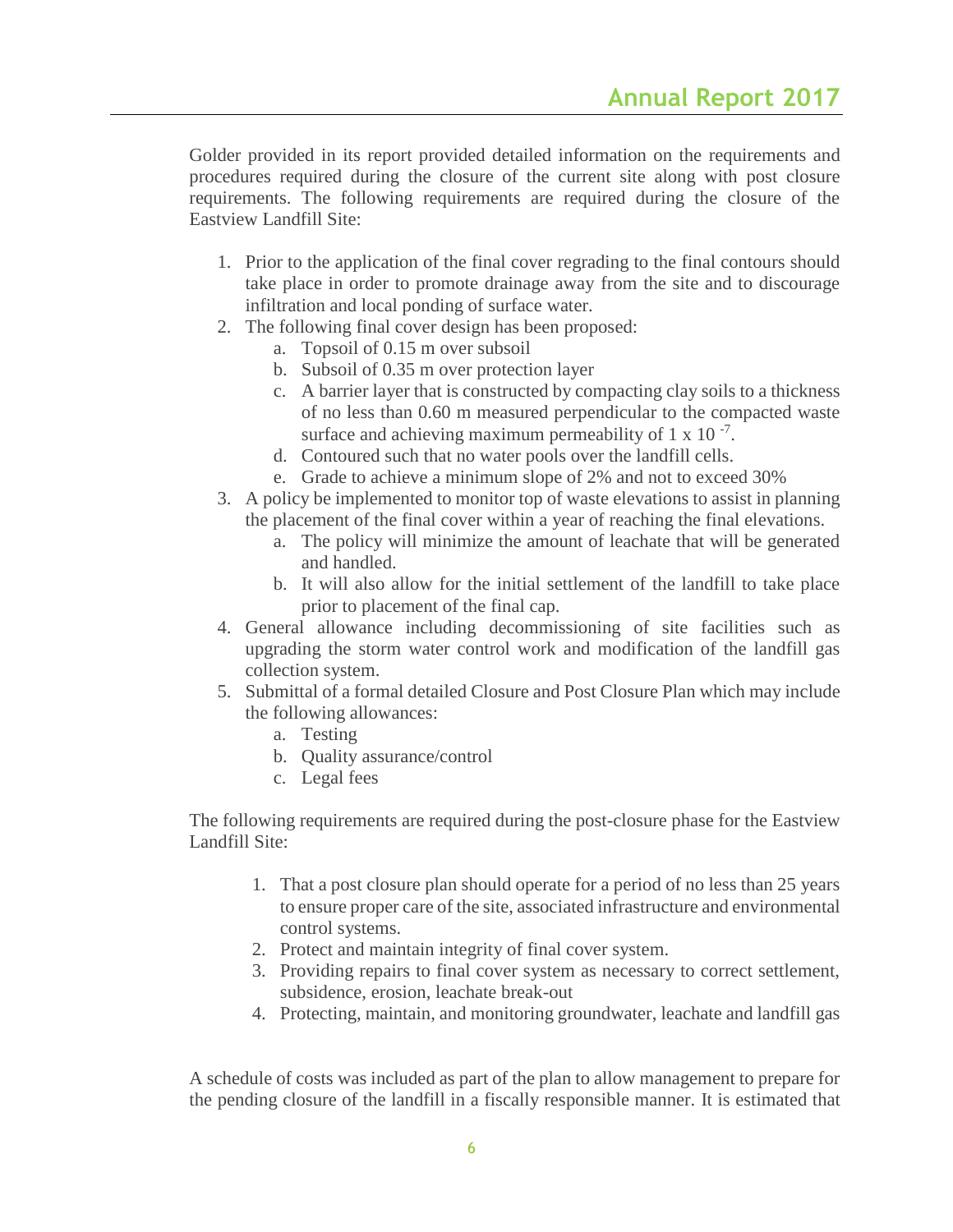Golder provided in its report provided detailed information on the requirements and procedures required during the closure of the current site along with post closure requirements. The following requirements are required during the closure of the Eastview Landfill Site:

1. Prior to the application of the final cover regrading to the final contours should take place in order to promote drainage away from the site and to discourage infiltration and local ponding of surface water.
2. The following final cover design has been proposed:
   a. Topsoil of 0.15 m over subsoil
   b. Subsoil of 0.35 m over protection layer
   c. A barrier layer that is constructed by compacting clay soils to a thickness of no less than 0.60 m measured perpendicular to the compacted waste surface and achieving maximum permeability of $1 \times 10^{-7}$.
   d. Contoured such that no water pools over the landfill cells.
   e. Grade to achieve a minimum slope of 2% and not to exceed 30%
3. A policy be implemented to monitor top of waste elevations to assist in planning the placement of the final cover within a year of reaching the final elevations.
   a. The policy will minimize the amount of leachate that will be generated and handled.
   b. It will also allow for the initial settlement of the landfill to take place prior to placement of the final cap.
4. General allowance including decommissioning of site facilities such as upgrading the storm water control work and modification of the landfill gas collection system.
5. Submittal of a formal detailed Closure and Post Closure Plan which may include the following allowances:
   a. Testing
   b. Quality assurance/control
   c. Legal fees

The following requirements are required during the post-closure phase for the Eastview Landfill Site:

1. That a post closure plan should operate for a period of no less than 25 years to ensure proper care of the site, associated infrastructure and environmental control systems.
2. Protect and maintain integrity of final cover system.
3. Providing repairs to final cover system as necessary to correct settlement, subsidence, erosion, leachate break-out
4. Protecting, maintain, and monitoring groundwater, leachate and landfill gas

A schedule of costs was included as part of the plan to allow management to prepare for the pending closure of the landfill in a fiscally responsible manner. It is estimated that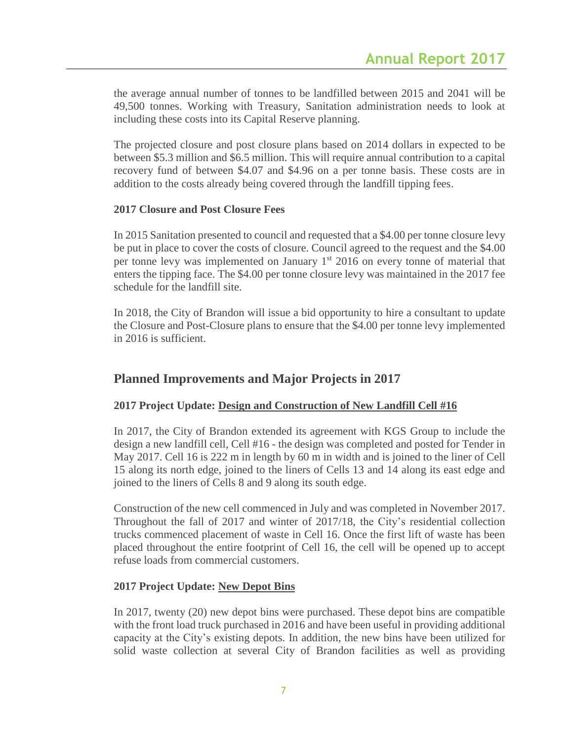the average annual number of tonnes to be landfilled between 2015 and 2041 will be 49,500 tonnes. Working with Treasury, Sanitation administration needs to look at including these costs into its Capital Reserve planning.

The projected closure and post closure plans based on 2014 dollars in expected to be between \$5.3 million and \$6.5 million. This will require annual contribution to a capital recovery fund of between \$4.07 and \$4.96 on a per tonne basis. These costs are in addition to the costs already being covered through the landfill tipping fees.

**2017 Closure and Post Closure Fees**

In 2015 Sanitation presented to council and requested that a \$4.00 per tonne closure levy be put in place to cover the costs of closure. Council agreed to the request and the \$4.00 per tonne levy was implemented on January 1st 2016 on every tonne of material that enters the tipping face. The \$4.00 per tonne closure levy was maintained in the 2017 fee schedule for the landfill site.

In 2018, the City of Brandon will issue a bid opportunity to hire a consultant to update the Closure and Post-Closure plans to ensure that the \$4.00 per tonne levy implemented in 2016 is sufficient.

## Planned Improvements and Major Projects in 2017

**2017 Project Update: <u>Design and Construction of New Landfill Cell #16</u>**

In 2017, the City of Brandon extended its agreement with KGS Group to include the design a new landfill cell, Cell #16 - the design was completed and posted for Tender in May 2017. Cell 16 is 222 m in length by 60 m in width and is joined to the liner of Cell 15 along its north edge, joined to the liners of Cells 13 and 14 along its east edge and joined to the liners of Cells 8 and 9 along its south edge.

Construction of the new cell commenced in July and was completed in November 2017. Throughout the fall of 2017 and winter of 2017/18, the City's residential collection trucks commenced placement of waste in Cell 16. Once the first lift of waste has been placed throughout the entire footprint of Cell 16, the cell will be opened up to accept refuse loads from commercial customers.

**2017 Project Update: <u>New Depot Bins</u>**

In 2017, twenty (20) new depot bins were purchased. These depot bins are compatible with the front load truck purchased in 2016 and have been useful in providing additional capacity at the City's existing depots. In addition, the new bins have been utilized for solid waste collection at several City of Brandon facilities as well as providing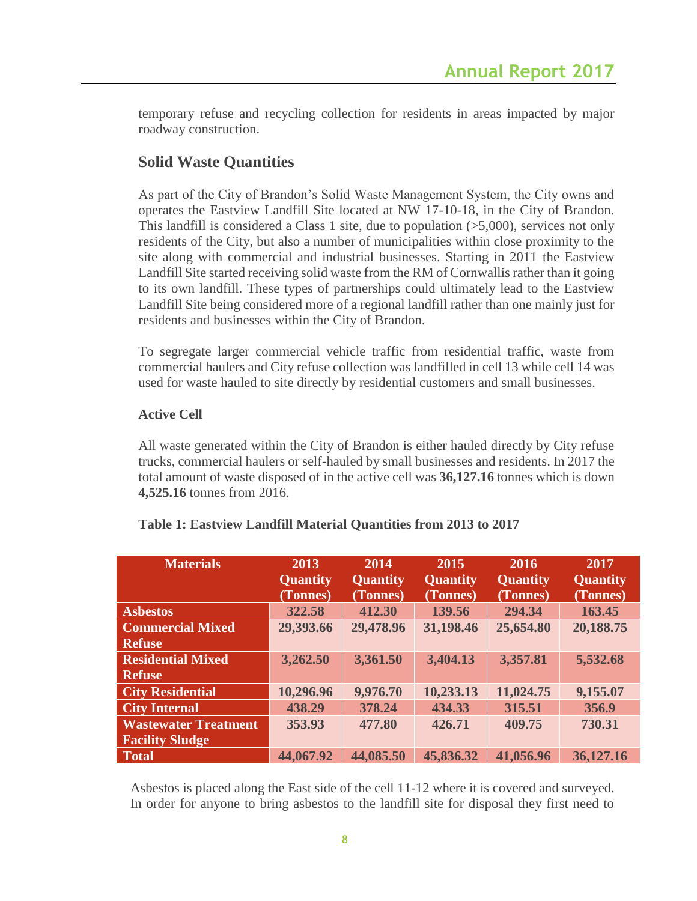temporary refuse and recycling collection for residents in areas impacted by major roadway construction.

## Solid Waste Quantities

As part of the City of Brandon's Solid Waste Management System, the City owns and operates the Eastview Landfill Site located at NW 17-10-18, in the City of Brandon. This landfill is considered a Class 1 site, due to population (>5,000), services not only residents of the City, but also a number of municipalities within close proximity to the site along with commercial and industrial businesses. Starting in 2011 the Eastview Landfill Site started receiving solid waste from the RM of Cornwallis rather than it going to its own landfill. These types of partnerships could ultimately lead to the Eastview Landfill Site being considered more of a regional landfill rather than one mainly just for residents and businesses within the City of Brandon.

To segregate larger commercial vehicle traffic from residential traffic, waste from commercial haulers and City refuse collection was landfilled in cell 13 while cell 14 was used for waste hauled to site directly by residential customers and small businesses.

### Active Cell

All waste generated within the City of Brandon is either hauled directly by City refuse trucks, commercial haulers or self-hauled by small businesses and residents. In 2017 the total amount of waste disposed of in the active cell was **36,127.16** tonnes which is down **4,525.16** tonnes from 2016.

**Table 1: Eastview Landfill Material Quantities from 2013 to 2017**

| Materials | 2013 Quantity (Tonnes) | 2014 Quantity (Tonnes) | 2015 Quantity (Tonnes) | 2016 Quantity (Tonnes) | 2017 Quantity (Tonnes) |
|---|---|---|---|---|---|
| Asbestos | 322.58 | 412.30 | 139.56 | 294.34 | 163.45 |
| Commercial Mixed Refuse | 29,393.66 | 29,478.96 | 31,198.46 | 25,654.80 | 20,188.75 |
| Residential Mixed Refuse | 3,262.50 | 3,361.50 | 3,404.13 | 3,357.81 | 5,532.68 |
| City Residential | 10,296.96 | 9,976.70 | 10,233.13 | 11,024.75 | 9,155.07 |
| City Internal | 438.29 | 378.24 | 434.33 | 315.51 | 356.9 |
| Wastewater Treatment Facility Sludge | 353.93 | 477.80 | 426.71 | 409.75 | 730.31 |
| Total | 44,067.92 | 44,085.50 | 45,836.32 | 41,056.96 | 36,127.16 |

Asbestos is placed along the East side of the cell 11-12 where it is covered and surveyed. In order for anyone to bring asbestos to the landfill site for disposal they first need to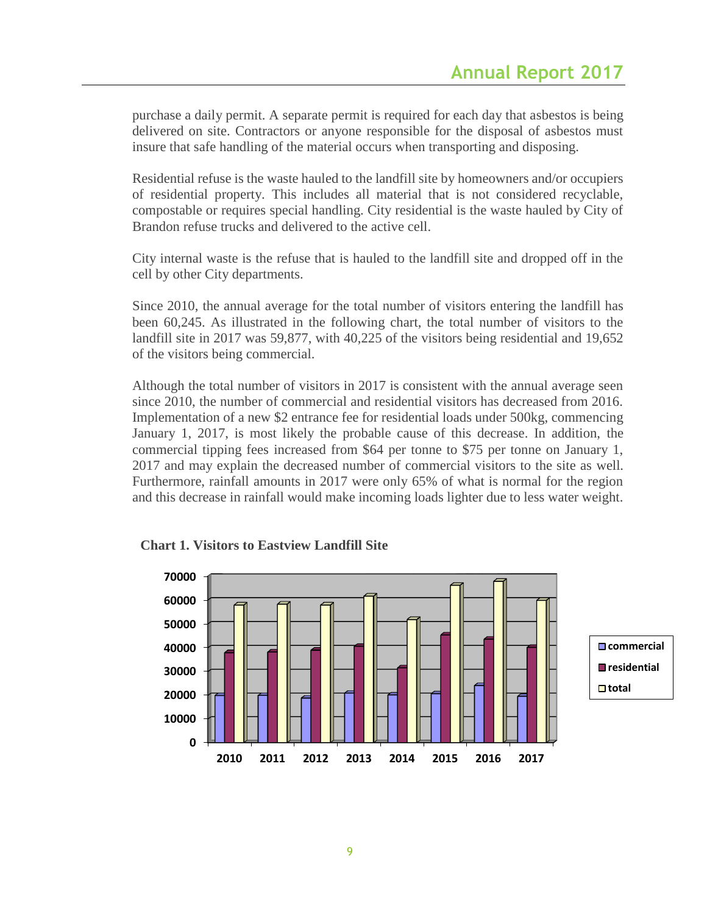purchase a daily permit. A separate permit is required for each day that asbestos is being delivered on site. Contractors or anyone responsible for the disposal of asbestos must insure that safe handling of the material occurs when transporting and disposing.

Residential refuse is the waste hauled to the landfill site by homeowners and/or occupiers of residential property. This includes all material that is not considered recyclable, compostable or requires special handling. City residential is the waste hauled by City of Brandon refuse trucks and delivered to the active cell.

City internal waste is the refuse that is hauled to the landfill site and dropped off in the cell by other City departments.

Since 2010, the annual average for the total number of visitors entering the landfill has been 60,245. As illustrated in the following chart, the total number of visitors to the landfill site in 2017 was 59,877, with 40,225 of the visitors being residential and 19,652 of the visitors being commercial.

Although the total number of visitors in 2017 is consistent with the annual average seen since 2010, the number of commercial and residential visitors has decreased from 2016. Implementation of a new $2 entrance fee for residential loads under 500kg, commencing January 1, 2017, is most likely the probable cause of this decrease. In addition, the commercial tipping fees increased from $64 per tonne to $75 per tonne on January 1, 2017 and may explain the decreased number of commercial visitors to the site as well. Furthermore, rainfall amounts in 2017 were only 65% of what is normal for the region and this decrease in rainfall would make incoming loads lighter due to less water weight.

**Chart 1. Visitors to Eastview Landfill Site**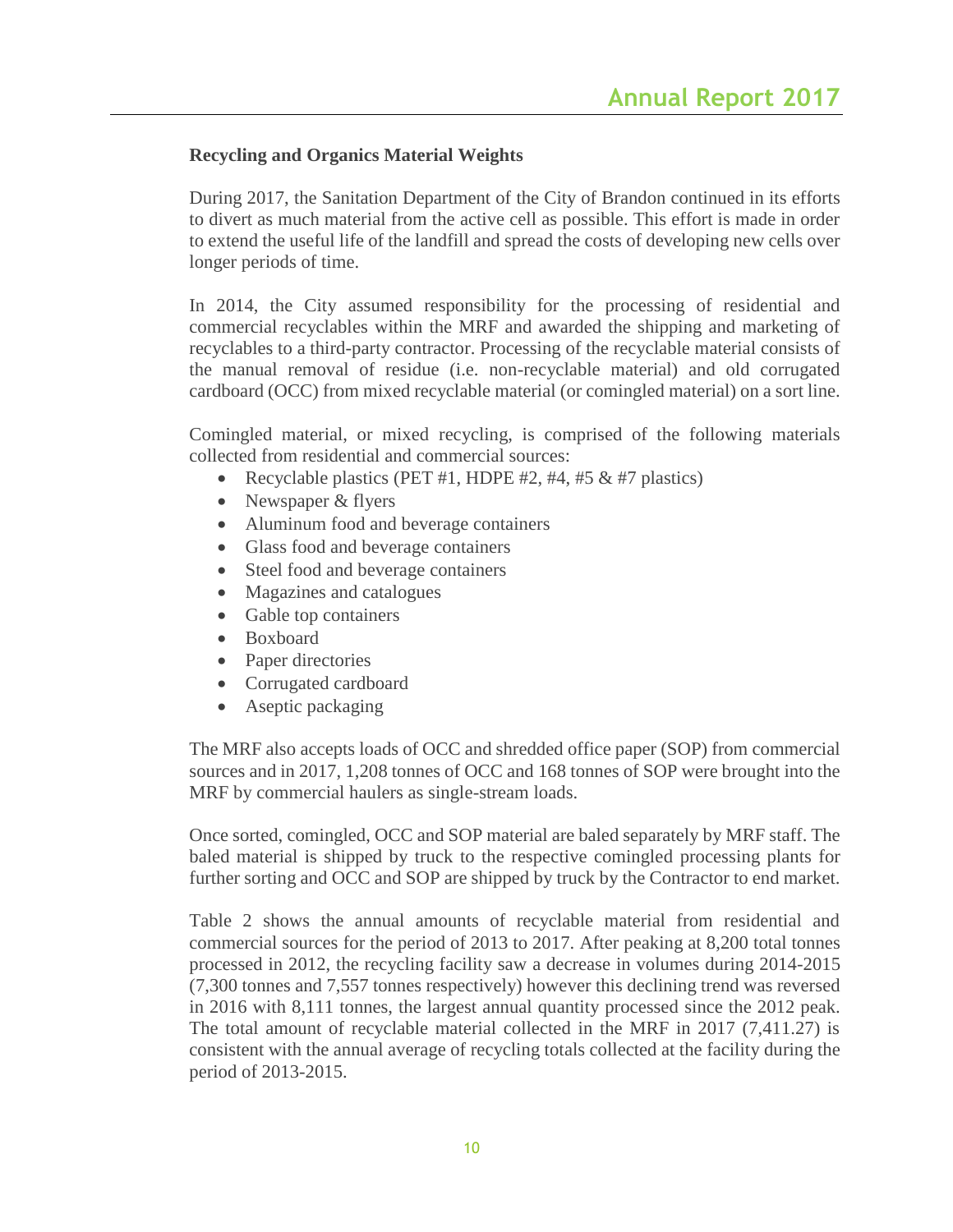**Recycling and Organics Material Weights**

During 2017, the Sanitation Department of the City of Brandon continued in its efforts to divert as much material from the active cell as possible. This effort is made in order to extend the useful life of the landfill and spread the costs of developing new cells over longer periods of time.

In 2014, the City assumed responsibility for the processing of residential and commercial recyclables within the MRF and awarded the shipping and marketing of recyclables to a third-party contractor. Processing of the recyclable material consists of the manual removal of residue (i.e. non-recyclable material) and old corrugated cardboard (OCC) from mixed recyclable material (or comingled material) on a sort line.

Comingled material, or mixed recycling, is comprised of the following materials collected from residential and commercial sources:

- Recyclable plastics (PET #1, HDPE #2, #4, #5 & #7 plastics)
- Newspaper & flyers
- Aluminum food and beverage containers
- Glass food and beverage containers
- Steel food and beverage containers
- Magazines and catalogues
- Gable top containers
- Boxboard
- Paper directories
- Corrugated cardboard
- Aseptic packaging

The MRF also accepts loads of OCC and shredded office paper (SOP) from commercial sources and in 2017, 1,208 tonnes of OCC and 168 tonnes of SOP were brought into the MRF by commercial haulers as single-stream loads.

Once sorted, comingled, OCC and SOP material are baled separately by MRF staff. The baled material is shipped by truck to the respective comingled processing plants for further sorting and OCC and SOP are shipped by truck by the Contractor to end market.

Table 2 shows the annual amounts of recyclable material from residential and commercial sources for the period of 2013 to 2017. After peaking at 8,200 total tonnes processed in 2012, the recycling facility saw a decrease in volumes during 2014-2015 (7,300 tonnes and 7,557 tonnes respectively) however this declining trend was reversed in 2016 with 8,111 tonnes, the largest annual quantity processed since the 2012 peak. The total amount of recyclable material collected in the MRF in 2017 (7,411.27) is consistent with the annual average of recycling totals collected at the facility during the period of 2013-2015.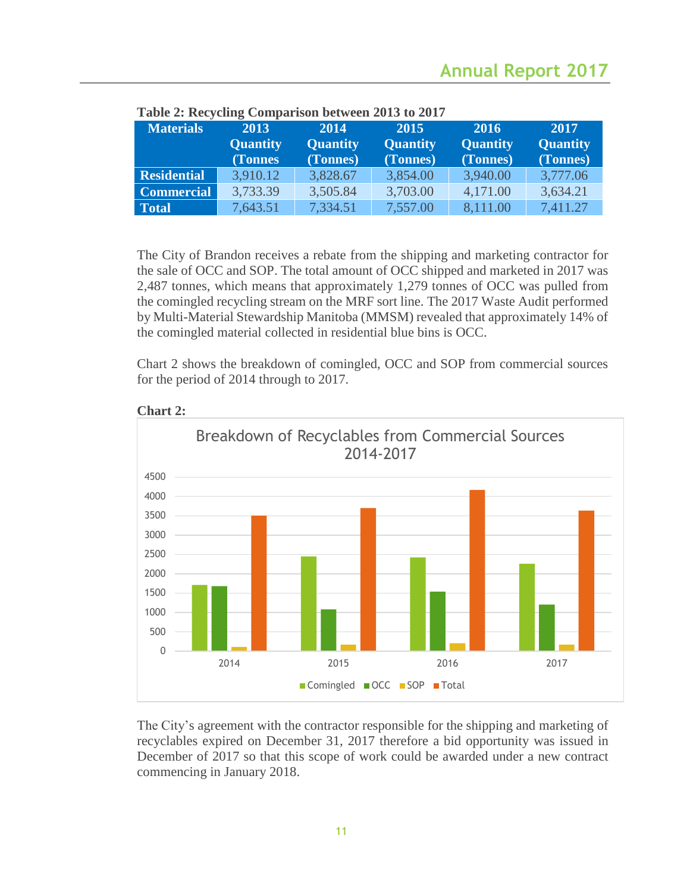**Table 2: Recycling Comparison between 2013 to 2017**

| Materials | 2013 Quantity (Tonnes | 2014 Quantity (Tonnes) | 2015 Quantity (Tonnes) | 2016 Quantity (Tonnes) | 2017 Quantity (Tonnes) |
|---|---|---|---|---|---|
| Residential | 3,910.12 | 3,828.67 | 3,854.00 | 3,940.00 | 3,777.06 |
| Commercial | 3,733.39 | 3,505.84 | 3,703.00 | 4,171.00 | 3,634.21 |
| Total | 7,643.51 | 7,334.51 | 7,557.00 | 8,111.00 | 7,411.27 |

The City of Brandon receives a rebate from the shipping and marketing contractor for the sale of OCC and SOP. The total amount of OCC shipped and marketed in 2017 was 2,487 tonnes, which means that approximately 1,279 tonnes of OCC was pulled from the comingled recycling stream on the MRF sort line. The 2017 Waste Audit performed by Multi-Material Stewardship Manitoba (MMSM) revealed that approximately 14% of the comingled material collected in residential blue bins is OCC.

Chart 2 shows the breakdown of comingled, OCC and SOP from commercial sources for the period of 2014 through to 2017.

**Chart 2:**

Breakdown of Recyclables from Commercial Sources 2014-2017

The City's agreement with the contractor responsible for the shipping and marketing of recyclables expired on December 31, 2017 therefore a bid opportunity was issued in December of 2017 so that this scope of work could be awarded under a new contract commencing in January 2018.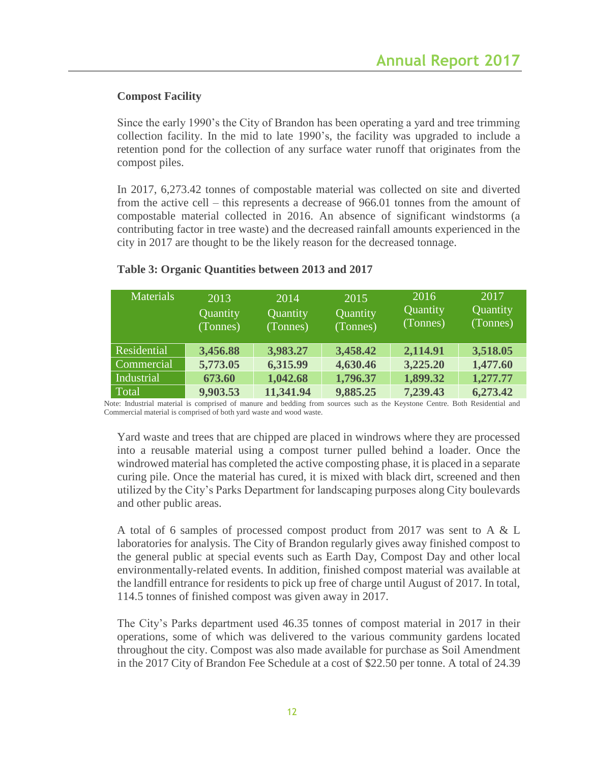### Compost Facility

Since the early 1990's the City of Brandon has been operating a yard and tree trimming collection facility. In the mid to late 1990's, the facility was upgraded to include a retention pond for the collection of any surface water runoff that originates from the compost piles.

In 2017, 6,273.42 tonnes of compostable material was collected on site and diverted from the active cell – this represents a decrease of 966.01 tonnes from the amount of compostable material collected in 2016. An absence of significant windstorms (a contributing factor in tree waste) and the decreased rainfall amounts experienced in the city in 2017 are thought to be the likely reason for the decreased tonnage.

**Table 3: Organic Quantities between 2013 and 2017**

| Materials | 2013 Quantity (Tonnes) | 2014 Quantity (Tonnes) | 2015 Quantity (Tonnes) | 2016 Quantity (Tonnes) | 2017 Quantity (Tonnes) |
|---|---|---|---|---|---|
| Residential | **3,456.88** | **3,983.27** | **3,458.42** | **2,114.91** | **3,518.05** |
| Commercial | **5,773.05** | **6,315.99** | **4,630.46** | **3,225.20** | **1,477.60** |
| Industrial | **673.60** | **1,042.68** | **1,796.37** | **1,899.32** | **1,277.77** |
| Total | **9,903.53** | **11,341.94** | **9,885.25** | **7,239.43** | **6,273.42** |

Note: Industrial material is comprised of manure and bedding from sources such as the Keystone Centre. Both Residential and Commercial material is comprised of both yard waste and wood waste.

Yard waste and trees that are chipped are placed in windrows where they are processed into a reusable material using a compost turner pulled behind a loader. Once the windrowed material has completed the active composting phase, it is placed in a separate curing pile. Once the material has cured, it is mixed with black dirt, screened and then utilized by the City's Parks Department for landscaping purposes along City boulevards and other public areas.

A total of 6 samples of processed compost product from 2017 was sent to A & L laboratories for analysis. The City of Brandon regularly gives away finished compost to the general public at special events such as Earth Day, Compost Day and other local environmentally-related events. In addition, finished compost material was available at the landfill entrance for residents to pick up free of charge until August of 2017. In total, 114.5 tonnes of finished compost was given away in 2017.

The City's Parks department used 46.35 tonnes of compost material in 2017 in their operations, some of which was delivered to the various community gardens located throughout the city. Compost was also made available for purchase as Soil Amendment in the 2017 City of Brandon Fee Schedule at a cost of $22.50 per tonne. A total of 24.39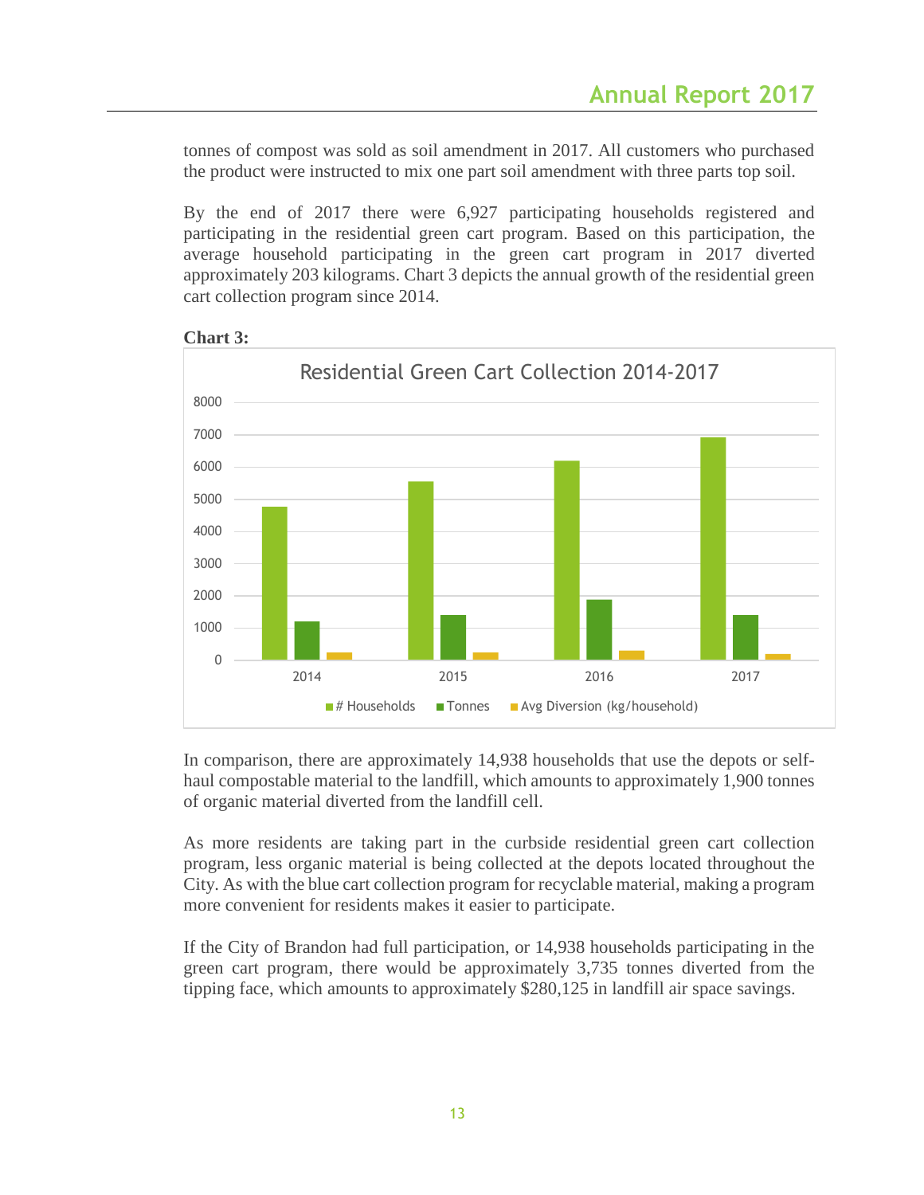tonnes of compost was sold as soil amendment in 2017. All customers who purchased the product were instructed to mix one part soil amendment with three parts top soil.

By the end of 2017 there were 6,927 participating households registered and participating in the residential green cart program. Based on this participation, the average household participating in the green cart program in 2017 diverted approximately 203 kilograms. Chart 3 depicts the annual growth of the residential green cart collection program since 2014.

**Chart 3:**

Residential Green Cart Collection 2014-2017

In comparison, there are approximately 14,938 households that use the depots or self-haul compostable material to the landfill, which amounts to approximately 1,900 tonnes of organic material diverted from the landfill cell.

As more residents are taking part in the curbside residential green cart collection program, less organic material is being collected at the depots located throughout the City. As with the blue cart collection program for recyclable material, making a program more convenient for residents makes it easier to participate.

If the City of Brandon had full participation, or 14,938 households participating in the green cart program, there would be approximately 3,735 tonnes diverted from the tipping face, which amounts to approximately $280,125 in landfill air space savings.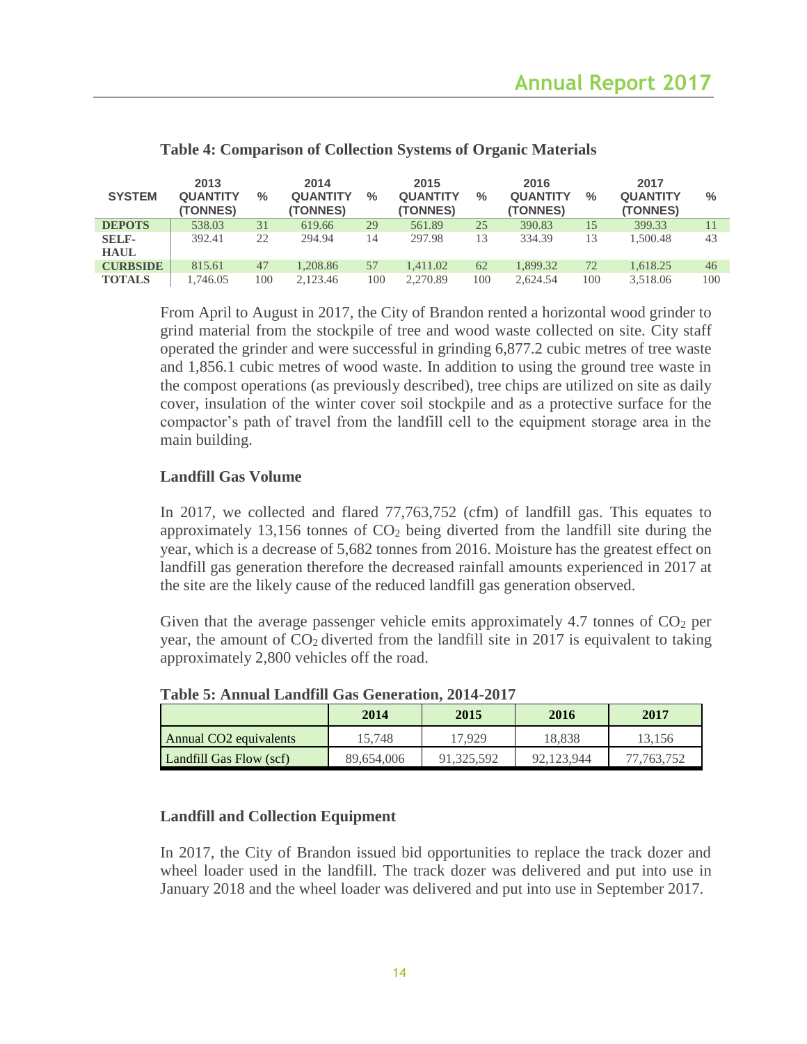**Table 4: Comparison of Collection Systems of Organic Materials**

| SYSTEM | 2013 QUANTITY (TONNES) | % | 2014 QUANTITY (TONNES) | % | 2015 QUANTITY (TONNES) | % | 2016 QUANTITY (TONNES) | % | 2017 QUANTITY (TONNES) | % |
|---|---|---|---|---|---|---|---|---|---|---|
| **DEPOTS** | 538.03 | 31 | 619.66 | 29 | 561.89 | 25 | 390.83 | 15 | 399.33 | 11 |
| **SELF-HAUL** | 392.41 | 22 | 294.94 | 14 | 297.98 | 13 | 334.39 | 13 | 1,500.48 | 43 |
| **CURBSIDE** | 815.61 | 47 | 1,208.86 | 57 | 1,411.02 | 62 | 1,899.32 | 72 | 1,618.25 | 46 |
| **TOTALS** | 1,746.05 | 100 | 2,123.46 | 100 | 2,270.89 | 100 | 2,624.54 | 100 | 3,518.06 | 100 |

From April to August in 2017, the City of Brandon rented a horizontal wood grinder to grind material from the stockpile of tree and wood waste collected on site. City staff operated the grinder and were successful in grinding 6,877.2 cubic metres of tree waste and 1,856.1 cubic metres of wood waste. In addition to using the ground tree waste in the compost operations (as previously described), tree chips are utilized on site as daily cover, insulation of the winter cover soil stockpile and as a protective surface for the compactor's path of travel from the landfill cell to the equipment storage area in the main building.

### Landfill Gas Volume

In 2017, we collected and flared 77,763,752 (cfm) of landfill gas. This equates to approximately 13,156 tonnes of $CO_2$ being diverted from the landfill site during the year, which is a decrease of 5,682 tonnes from 2016. Moisture has the greatest effect on landfill gas generation therefore the decreased rainfall amounts experienced in 2017 at the site are the likely cause of the reduced landfill gas generation observed.

Given that the average passenger vehicle emits approximately 4.7 tonnes of $CO_2$ per year, the amount of $CO_2$ diverted from the landfill site in 2017 is equivalent to taking approximately 2,800 vehicles off the road.

**Table 5: Annual Landfill Gas Generation, 2014-2017**

| | 2014 | 2015 | 2016 | 2017 |
|---|---|---|---|---|
| Annual CO2 equivalents | 15,748 | 17,929 | 18,838 | 13,156 |
| Landfill Gas Flow (scf) | 89,654,006 | 91,325,592 | 92,123,944 | 77,763,752 |

### Landfill and Collection Equipment

In 2017, the City of Brandon issued bid opportunities to replace the track dozer and wheel loader used in the landfill. The track dozer was delivered and put into use in January 2018 and the wheel loader was delivered and put into use in September 2017.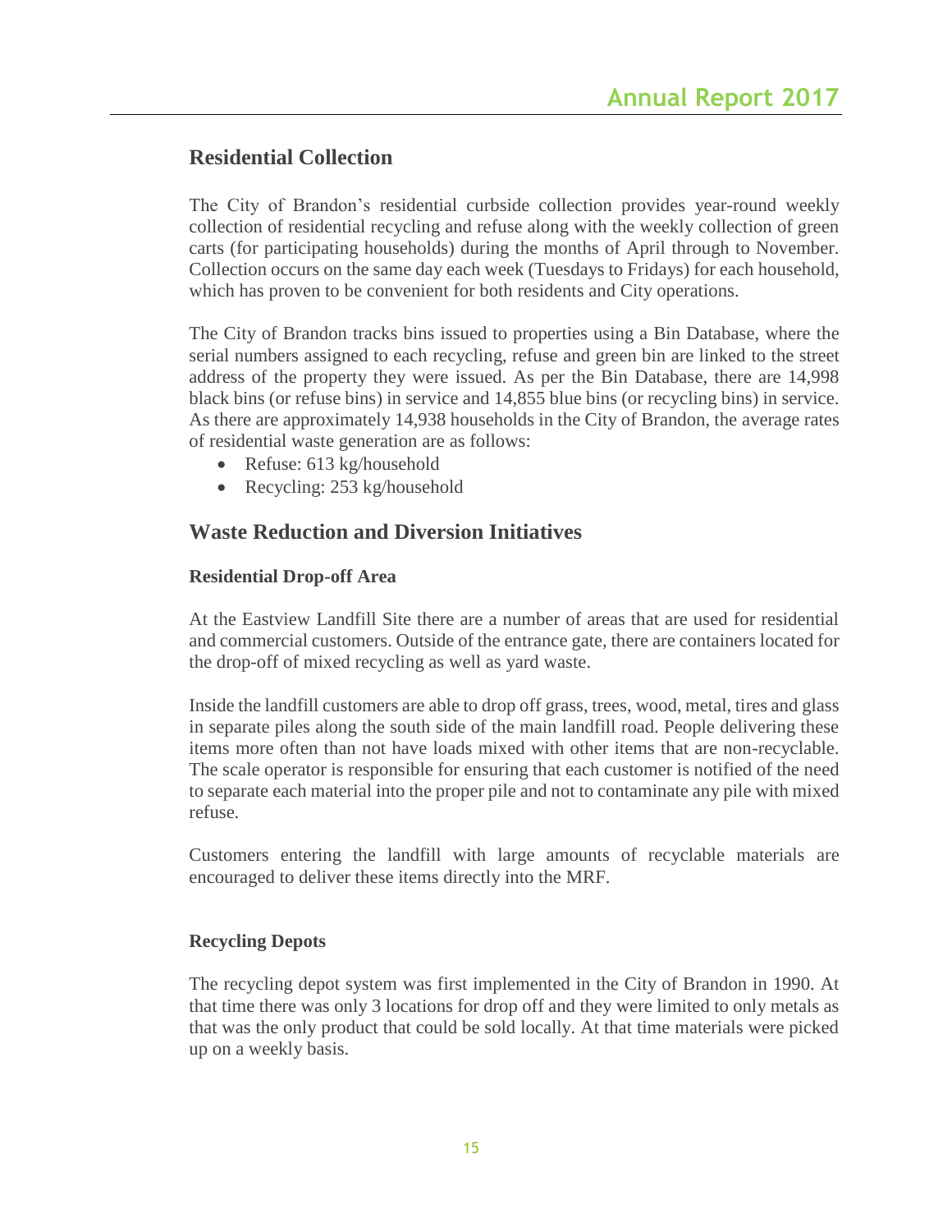## Residential Collection

The City of Brandon's residential curbside collection provides year-round weekly collection of residential recycling and refuse along with the weekly collection of green carts (for participating households) during the months of April through to November. Collection occurs on the same day each week (Tuesdays to Fridays) for each household, which has proven to be convenient for both residents and City operations.

The City of Brandon tracks bins issued to properties using a Bin Database, where the serial numbers assigned to each recycling, refuse and green bin are linked to the street address of the property they were issued. As per the Bin Database, there are 14,998 black bins (or refuse bins) in service and 14,855 blue bins (or recycling bins) in service. As there are approximately 14,938 households in the City of Brandon, the average rates of residential waste generation are as follows:

- Refuse: 613 kg/household
- Recycling: 253 kg/household

## Waste Reduction and Diversion Initiatives

### Residential Drop-off Area

At the Eastview Landfill Site there are a number of areas that are used for residential and commercial customers. Outside of the entrance gate, there are containers located for the drop-off of mixed recycling as well as yard waste.

Inside the landfill customers are able to drop off grass, trees, wood, metal, tires and glass in separate piles along the south side of the main landfill road. People delivering these items more often than not have loads mixed with other items that are non-recyclable. The scale operator is responsible for ensuring that each customer is notified of the need to separate each material into the proper pile and not to contaminate any pile with mixed refuse.

Customers entering the landfill with large amounts of recyclable materials are encouraged to deliver these items directly into the MRF.

### Recycling Depots

The recycling depot system was first implemented in the City of Brandon in 1990. At that time there was only 3 locations for drop off and they were limited to only metals as that was the only product that could be sold locally. At that time materials were picked up on a weekly basis.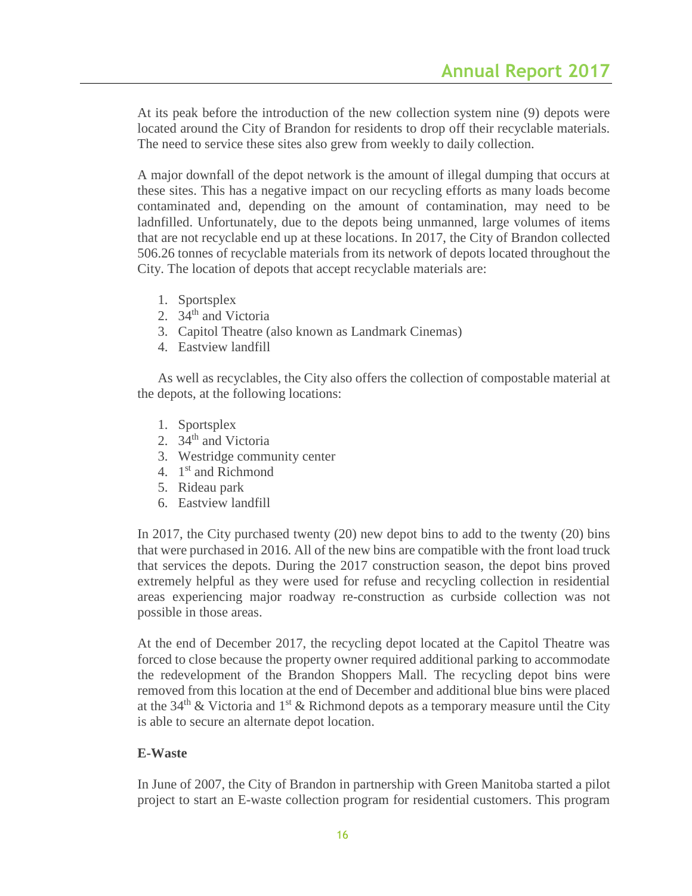At its peak before the introduction of the new collection system nine (9) depots were located around the City of Brandon for residents to drop off their recyclable materials. The need to service these sites also grew from weekly to daily collection.

A major downfall of the depot network is the amount of illegal dumping that occurs at these sites. This has a negative impact on our recycling efforts as many loads become contaminated and, depending on the amount of contamination, may need to be ladnfilled. Unfortunately, due to the depots being unmanned, large volumes of items that are not recyclable end up at these locations. In 2017, the City of Brandon collected 506.26 tonnes of recyclable materials from its network of depots located throughout the City. The location of depots that accept recyclable materials are:

1. Sportsplex
2. 34th and Victoria
3. Capitol Theatre (also known as Landmark Cinemas)
4. Eastview landfill

As well as recyclables, the City also offers the collection of compostable material at the depots, at the following locations:

1. Sportsplex
2. 34th and Victoria
3. Westridge community center
4. 1st and Richmond
5. Rideau park
6. Eastview landfill

In 2017, the City purchased twenty (20) new depot bins to add to the twenty (20) bins that were purchased in 2016. All of the new bins are compatible with the front load truck that services the depots. During the 2017 construction season, the depot bins proved extremely helpful as they were used for refuse and recycling collection in residential areas experiencing major roadway re-construction as curbside collection was not possible in those areas.

At the end of December 2017, the recycling depot located at the Capitol Theatre was forced to close because the property owner required additional parking to accommodate the redevelopment of the Brandon Shoppers Mall. The recycling depot bins were removed from this location at the end of December and additional blue bins were placed at the 34th & Victoria and 1st & Richmond depots as a temporary measure until the City is able to secure an alternate depot location.

**E-Waste**

In June of 2007, the City of Brandon in partnership with Green Manitoba started a pilot project to start an E-waste collection program for residential customers. This program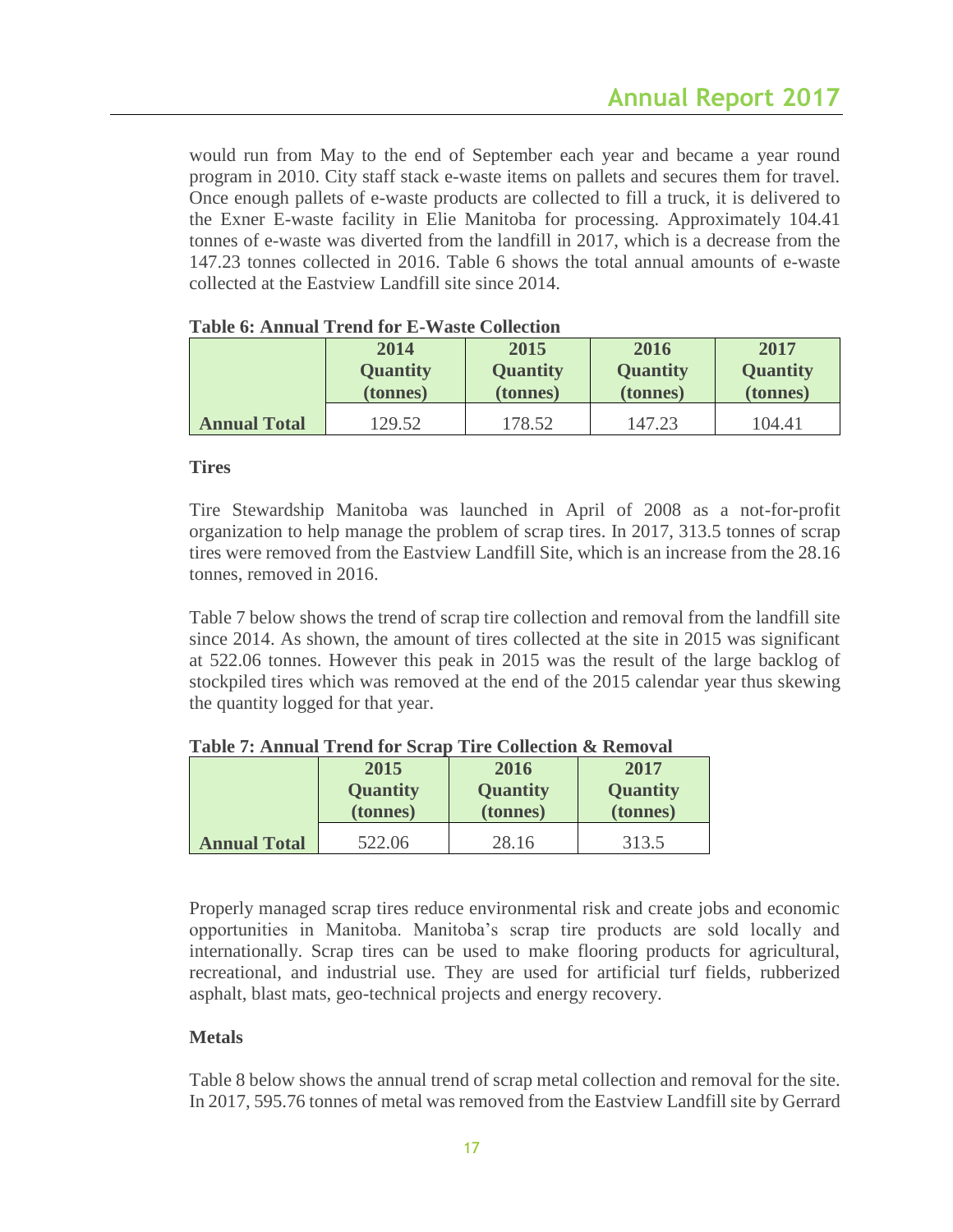would run from May to the end of September each year and became a year round program in 2010. City staff stack e-waste items on pallets and secures them for travel. Once enough pallets of e-waste products are collected to fill a truck, it is delivered to the Exner E-waste facility in Elie Manitoba for processing. Approximately 104.41 tonnes of e-waste was diverted from the landfill in 2017, which is a decrease from the 147.23 tonnes collected in 2016. Table 6 shows the total annual amounts of e-waste collected at the Eastview Landfill site since 2014.

**Table 6: Annual Trend for E-Waste Collection**

| | 2014 Quantity (tonnes) | 2015 Quantity (tonnes) | 2016 Quantity (tonnes) | 2017 Quantity (tonnes) |
|---|---|---|---|---|
| **Annual Total** | 129.52 | 178.52 | 147.23 | 104.41 |

**Tires**

Tire Stewardship Manitoba was launched in April of 2008 as a not-for-profit organization to help manage the problem of scrap tires. In 2017, 313.5 tonnes of scrap tires were removed from the Eastview Landfill Site, which is an increase from the 28.16 tonnes, removed in 2016.

Table 7 below shows the trend of scrap tire collection and removal from the landfill site since 2014. As shown, the amount of tires collected at the site in 2015 was significant at 522.06 tonnes. However this peak in 2015 was the result of the large backlog of stockpiled tires which was removed at the end of the 2015 calendar year thus skewing the quantity logged for that year.

**Table 7: Annual Trend for Scrap Tire Collection & Removal**

| | 2015 Quantity (tonnes) | 2016 Quantity (tonnes) | 2017 Quantity (tonnes) |
|---|---|---|---|
| **Annual Total** | 522.06 | 28.16 | 313.5 |

Properly managed scrap tires reduce environmental risk and create jobs and economic opportunities in Manitoba. Manitoba's scrap tire products are sold locally and internationally. Scrap tires can be used to make flooring products for agricultural, recreational, and industrial use. They are used for artificial turf fields, rubberized asphalt, blast mats, geo-technical projects and energy recovery.

**Metals**

Table 8 below shows the annual trend of scrap metal collection and removal for the site. In 2017, 595.76 tonnes of metal was removed from the Eastview Landfill site by Gerrard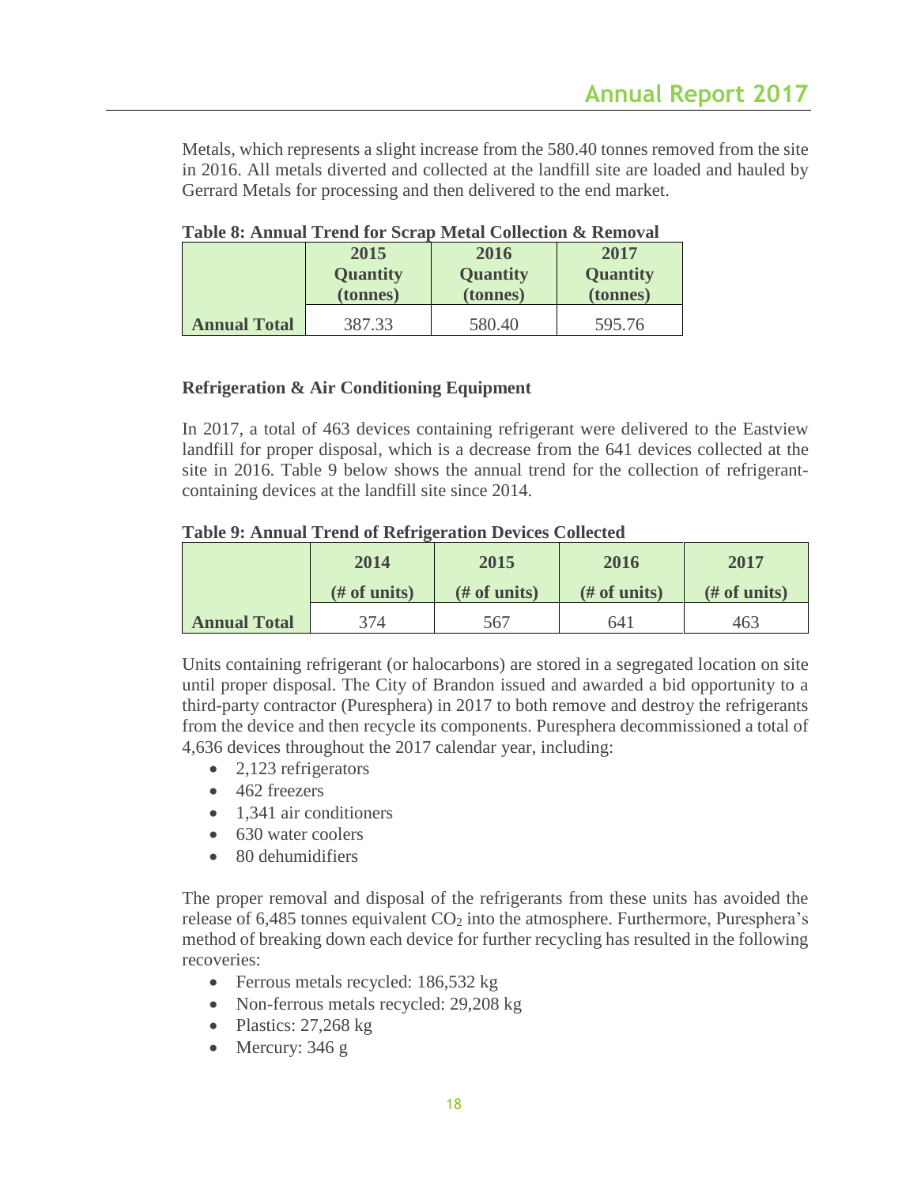Metals, which represents a slight increase from the 580.40 tonnes removed from the site in 2016. All metals diverted and collected at the landfill site are loaded and hauled by Gerrard Metals for processing and then delivered to the end market.

**Table 8: Annual Trend for Scrap Metal Collection & Removal**

| | 2015 Quantity (tonnes) | 2016 Quantity (tonnes) | 2017 Quantity (tonnes) |
|---|---|---|---|
| **Annual Total** | 387.33 | 580.40 | 595.76 |

**Refrigeration & Air Conditioning Equipment**

In 2017, a total of 463 devices containing refrigerant were delivered to the Eastview landfill for proper disposal, which is a decrease from the 641 devices collected at the site in 2016. Table 9 below shows the annual trend for the collection of refrigerant-containing devices at the landfill site since 2014.

**Table 9: Annual Trend of Refrigeration Devices Collected**

| | 2014 (# of units) | 2015 (# of units) | 2016 (# of units) | 2017 (# of units) |
|---|---|---|---|---|
| **Annual Total** | 374 | 567 | 641 | 463 |

Units containing refrigerant (or halocarbons) are stored in a segregated location on site until proper disposal. The City of Brandon issued and awarded a bid opportunity to a third-party contractor (Puresphera) in 2017 to both remove and destroy the refrigerants from the device and then recycle its components. Puresphera decommissioned a total of 4,636 devices throughout the 2017 calendar year, including:

- 2,123 refrigerators
- 462 freezers
- 1,341 air conditioners
- 630 water coolers
- 80 dehumidifiers

The proper removal and disposal of the refrigerants from these units has avoided the release of 6,485 tonnes equivalent $CO_2$ into the atmosphere. Furthermore, Puresphera's method of breaking down each device for further recycling has resulted in the following recoveries:

- Ferrous metals recycled: 186,532 kg
- Non-ferrous metals recycled: 29,208 kg
- Plastics: 27,268 kg
- Mercury: 346 g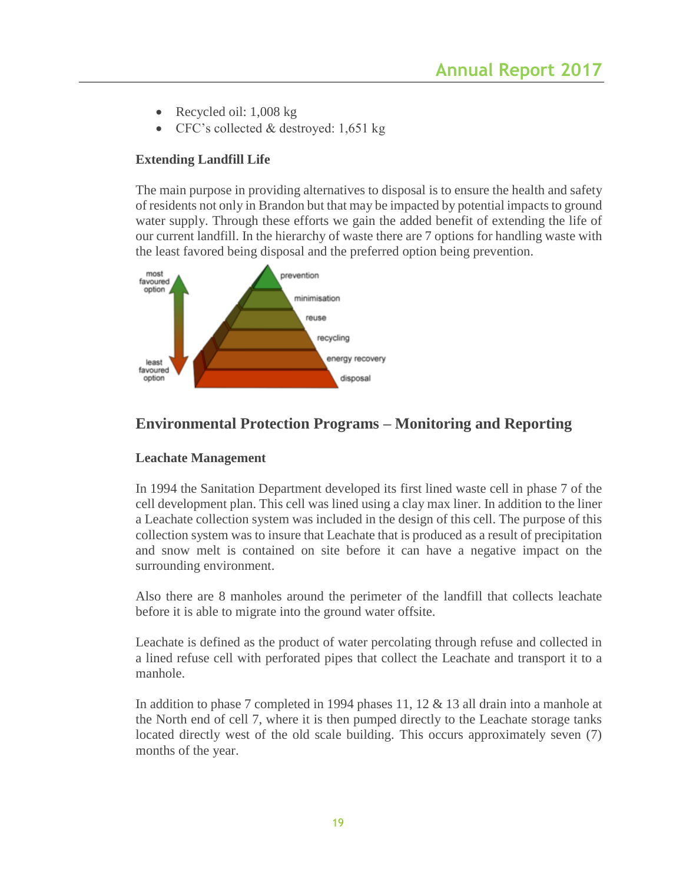- Recycled oil: 1,008 kg
- CFC's collected & destroyed: 1,651 kg

**Extending Landfill Life**

The main purpose in providing alternatives to disposal is to ensure the health and safety of residents not only in Brandon but that may be impacted by potential impacts to ground water supply. Through these efforts we gain the added benefit of extending the life of our current landfill. In the hierarchy of waste there are 7 options for handling waste with the least favored being disposal and the preferred option being prevention.

## Environmental Protection Programs – Monitoring and Reporting

**Leachate Management**

In 1994 the Sanitation Department developed its first lined waste cell in phase 7 of the cell development plan. This cell was lined using a clay max liner. In addition to the liner a Leachate collection system was included in the design of this cell. The purpose of this collection system was to insure that Leachate that is produced as a result of precipitation and snow melt is contained on site before it can have a negative impact on the surrounding environment.

Also there are 8 manholes around the perimeter of the landfill that collects leachate before it is able to migrate into the ground water offsite.

Leachate is defined as the product of water percolating through refuse and collected in a lined refuse cell with perforated pipes that collect the Leachate and transport it to a manhole.

In addition to phase 7 completed in 1994 phases 11, 12 & 13 all drain into a manhole at the North end of cell 7, where it is then pumped directly to the Leachate storage tanks located directly west of the old scale building. This occurs approximately seven (7) months of the year.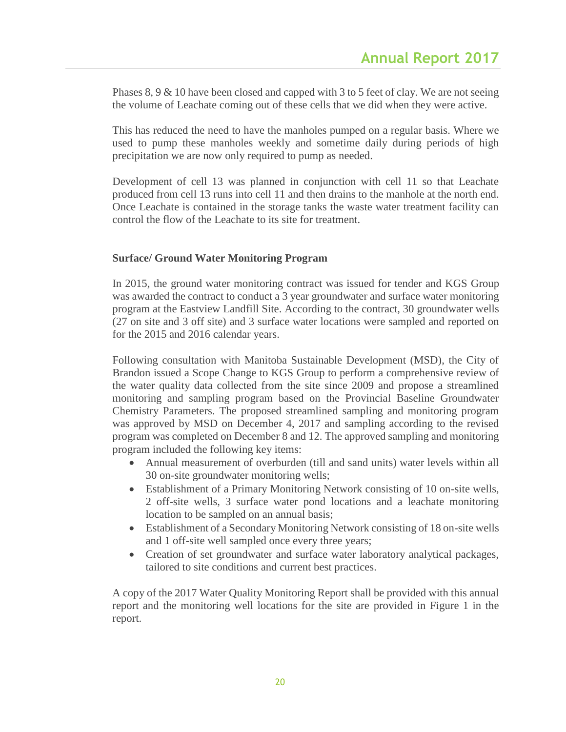Phases 8, 9 & 10 have been closed and capped with 3 to 5 feet of clay. We are not seeing the volume of Leachate coming out of these cells that we did when they were active.

This has reduced the need to have the manholes pumped on a regular basis. Where we used to pump these manholes weekly and sometime daily during periods of high precipitation we are now only required to pump as needed.

Development of cell 13 was planned in conjunction with cell 11 so that Leachate produced from cell 13 runs into cell 11 and then drains to the manhole at the north end. Once Leachate is contained in the storage tanks the waste water treatment facility can control the flow of the Leachate to its site for treatment.

**Surface/ Ground Water Monitoring Program**

In 2015, the ground water monitoring contract was issued for tender and KGS Group was awarded the contract to conduct a 3 year groundwater and surface water monitoring program at the Eastview Landfill Site. According to the contract, 30 groundwater wells (27 on site and 3 off site) and 3 surface water locations were sampled and reported on for the 2015 and 2016 calendar years.

Following consultation with Manitoba Sustainable Development (MSD), the City of Brandon issued a Scope Change to KGS Group to perform a comprehensive review of the water quality data collected from the site since 2009 and propose a streamlined monitoring and sampling program based on the Provincial Baseline Groundwater Chemistry Parameters. The proposed streamlined sampling and monitoring program was approved by MSD on December 4, 2017 and sampling according to the revised program was completed on December 8 and 12. The approved sampling and monitoring program included the following key items:

- Annual measurement of overburden (till and sand units) water levels within all 30 on-site groundwater monitoring wells;
- Establishment of a Primary Monitoring Network consisting of 10 on-site wells, 2 off-site wells, 3 surface water pond locations and a leachate monitoring location to be sampled on an annual basis;
- Establishment of a Secondary Monitoring Network consisting of 18 on-site wells and 1 off-site well sampled once every three years;
- Creation of set groundwater and surface water laboratory analytical packages, tailored to site conditions and current best practices.

A copy of the 2017 Water Quality Monitoring Report shall be provided with this annual report and the monitoring well locations for the site are provided in Figure 1 in the report.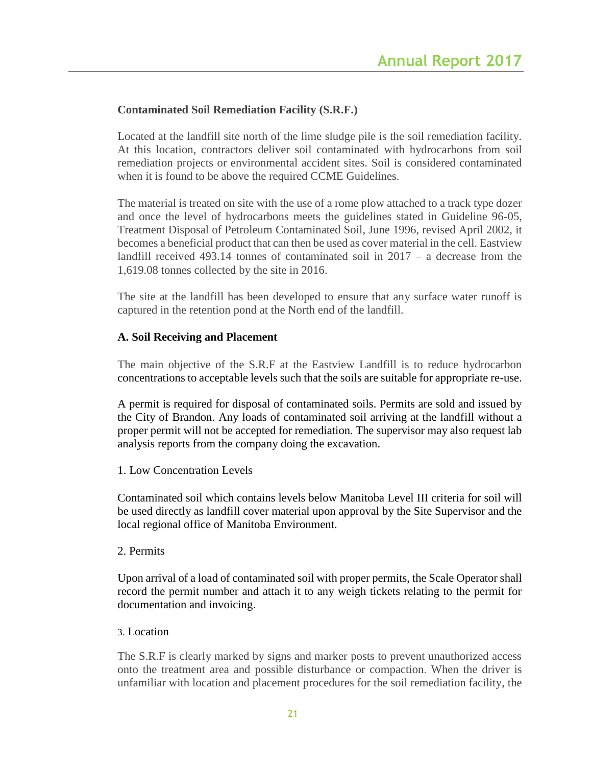## Contaminated Soil Remediation Facility (S.R.F.)

Located at the landfill site north of the lime sludge pile is the soil remediation facility. At this location, contractors deliver soil contaminated with hydrocarbons from soil remediation projects or environmental accident sites. Soil is considered contaminated when it is found to be above the required CCME Guidelines.

The material is treated on site with the use of a rome plow attached to a track type dozer and once the level of hydrocarbons meets the guidelines stated in Guideline 96-05, Treatment Disposal of Petroleum Contaminated Soil, June 1996, revised April 2002, it becomes a beneficial product that can then be used as cover material in the cell. Eastview landfill received 493.14 tonnes of contaminated soil in 2017 – a decrease from the 1,619.08 tonnes collected by the site in 2016.

The site at the landfill has been developed to ensure that any surface water runoff is captured in the retention pond at the North end of the landfill.

### A. Soil Receiving and Placement

The main objective of the S.R.F at the Eastview Landfill is to reduce hydrocarbon concentrations to acceptable levels such that the soils are suitable for appropriate re-use.

A permit is required for disposal of contaminated soils. Permits are sold and issued by the City of Brandon. Any loads of contaminated soil arriving at the landfill without a proper permit will not be accepted for remediation. The supervisor may also request lab analysis reports from the company doing the excavation.

1. Low Concentration Levels

Contaminated soil which contains levels below Manitoba Level III criteria for soil will be used directly as landfill cover material upon approval by the Site Supervisor and the local regional office of Manitoba Environment.

2. Permits

Upon arrival of a load of contaminated soil with proper permits, the Scale Operator shall record the permit number and attach it to any weigh tickets relating to the permit for documentation and invoicing.

3. Location

The S.R.F is clearly marked by signs and marker posts to prevent unauthorized access onto the treatment area and possible disturbance or compaction. When the driver is unfamiliar with location and placement procedures for the soil remediation facility, the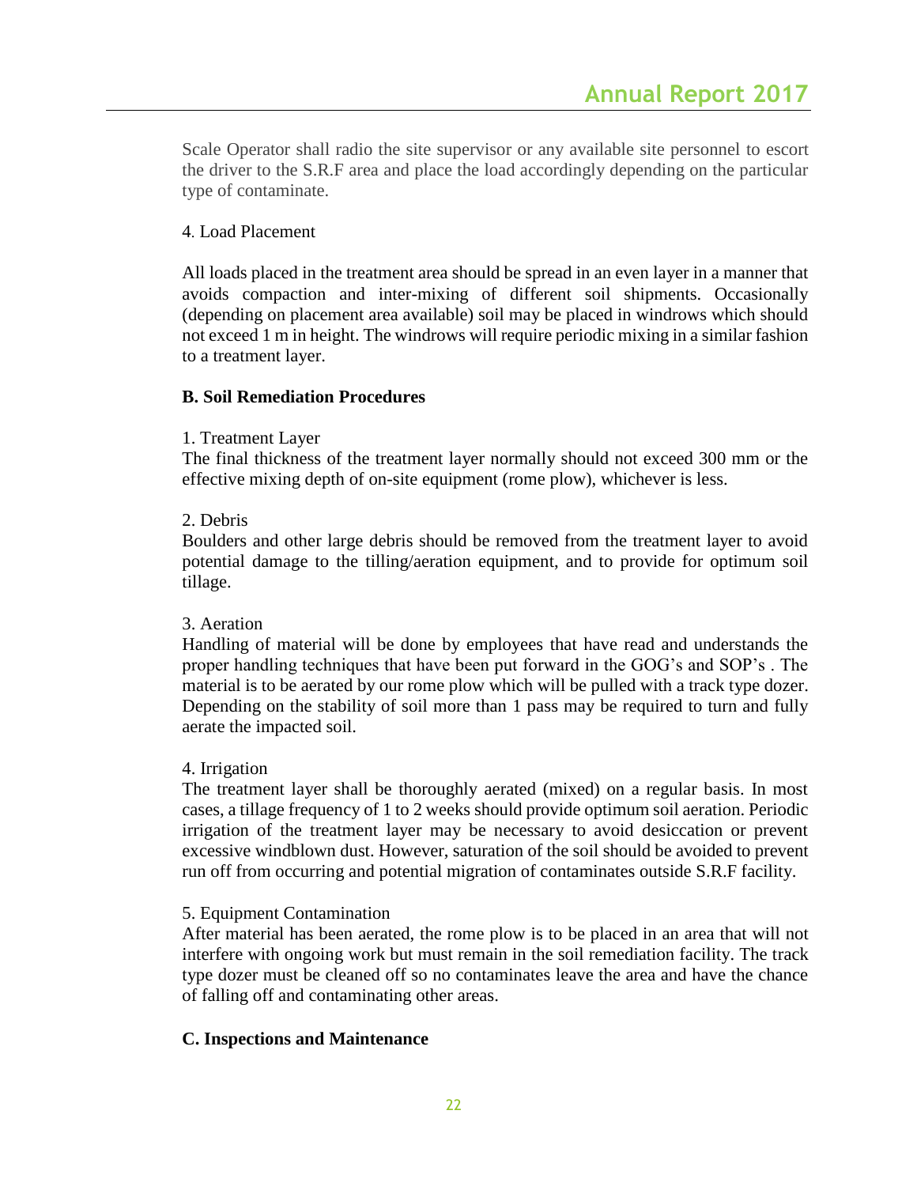Scale Operator shall radio the site supervisor or any available site personnel to escort the driver to the S.R.F area and place the load accordingly depending on the particular type of contaminate.

4. Load Placement

All loads placed in the treatment area should be spread in an even layer in a manner that avoids compaction and inter-mixing of different soil shipments. Occasionally (depending on placement area available) soil may be placed in windrows which should not exceed 1 m in height. The windrows will require periodic mixing in a similar fashion to a treatment layer.

**B. Soil Remediation Procedures**

1. Treatment Layer
The final thickness of the treatment layer normally should not exceed 300 mm or the effective mixing depth of on-site equipment (rome plow), whichever is less.

2. Debris
Boulders and other large debris should be removed from the treatment layer to avoid potential damage to the tilling/aeration equipment, and to provide for optimum soil tillage.

3. Aeration
Handling of material will be done by employees that have read and understands the proper handling techniques that have been put forward in the GOG's and SOP's . The material is to be aerated by our rome plow which will be pulled with a track type dozer. Depending on the stability of soil more than 1 pass may be required to turn and fully aerate the impacted soil.

4. Irrigation
The treatment layer shall be thoroughly aerated (mixed) on a regular basis. In most cases, a tillage frequency of 1 to 2 weeks should provide optimum soil aeration. Periodic irrigation of the treatment layer may be necessary to avoid desiccation or prevent excessive windblown dust. However, saturation of the soil should be avoided to prevent run off from occurring and potential migration of contaminates outside S.R.F facility.

5. Equipment Contamination
After material has been aerated, the rome plow is to be placed in an area that will not interfere with ongoing work but must remain in the soil remediation facility. The track type dozer must be cleaned off so no contaminates leave the area and have the chance of falling off and contaminating other areas.

**C. Inspections and Maintenance**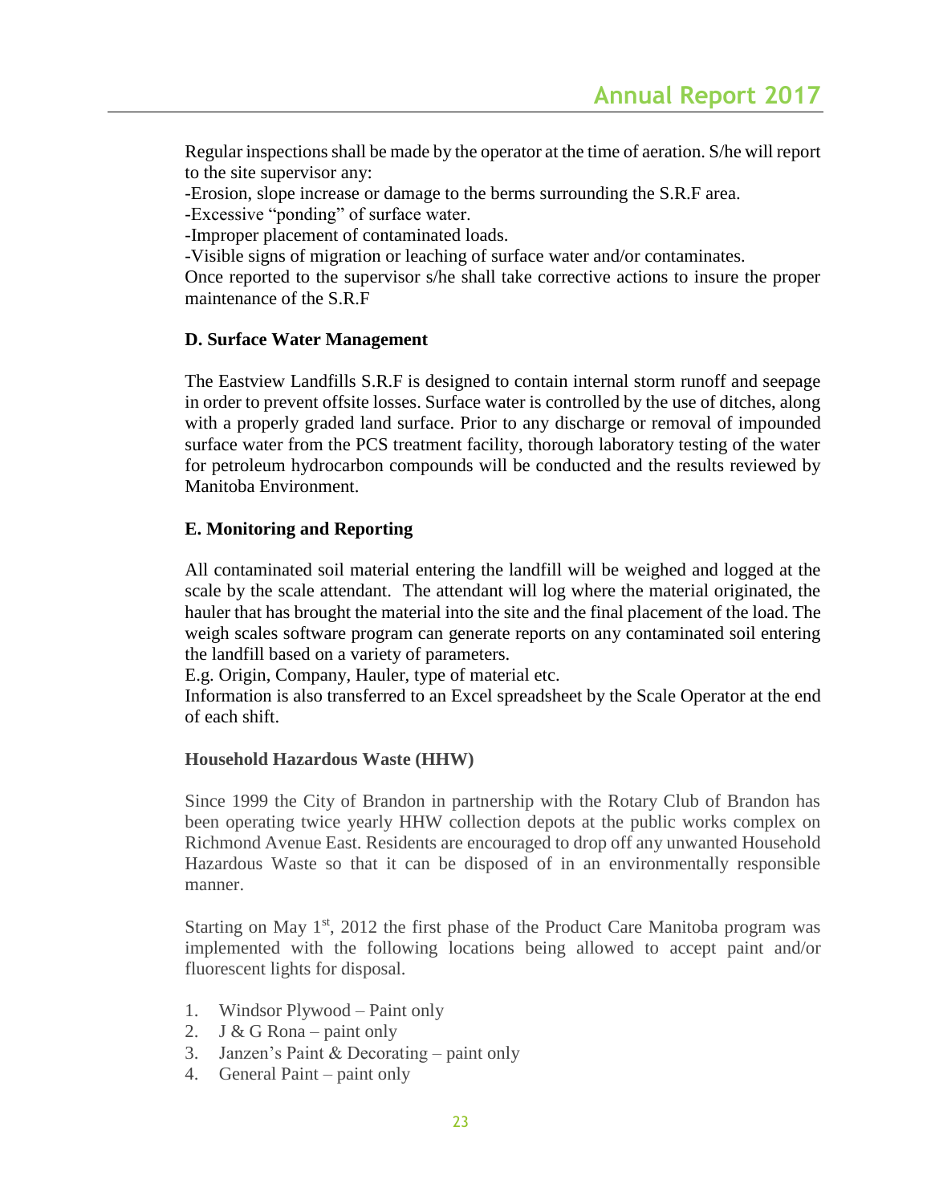Regular inspections shall be made by the operator at the time of aeration. S/he will report to the site supervisor any:

-Erosion, slope increase or damage to the berms surrounding the S.R.F area.

-Excessive "ponding" of surface water.

-Improper placement of contaminated loads.

-Visible signs of migration or leaching of surface water and/or contaminates.

Once reported to the supervisor s/he shall take corrective actions to insure the proper maintenance of the S.R.F

**D. Surface Water Management**

The Eastview Landfills S.R.F is designed to contain internal storm runoff and seepage in order to prevent offsite losses. Surface water is controlled by the use of ditches, along with a properly graded land surface. Prior to any discharge or removal of impounded surface water from the PCS treatment facility, thorough laboratory testing of the water for petroleum hydrocarbon compounds will be conducted and the results reviewed by Manitoba Environment.

**E. Monitoring and Reporting**

All contaminated soil material entering the landfill will be weighed and logged at the scale by the scale attendant. The attendant will log where the material originated, the hauler that has brought the material into the site and the final placement of the load. The weigh scales software program can generate reports on any contaminated soil entering the landfill based on a variety of parameters.

E.g. Origin, Company, Hauler, type of material etc.

Information is also transferred to an Excel spreadsheet by the Scale Operator at the end of each shift.

**Household Hazardous Waste (HHW)**

Since 1999 the City of Brandon in partnership with the Rotary Club of Brandon has been operating twice yearly HHW collection depots at the public works complex on Richmond Avenue East. Residents are encouraged to drop off any unwanted Household Hazardous Waste so that it can be disposed of in an environmentally responsible manner.

Starting on May 1st, 2012 the first phase of the Product Care Manitoba program was implemented with the following locations being allowed to accept paint and/or fluorescent lights for disposal.

1. Windsor Plywood – Paint only
2. J & G Rona – paint only
3. Janzen's Paint & Decorating – paint only
4. General Paint – paint only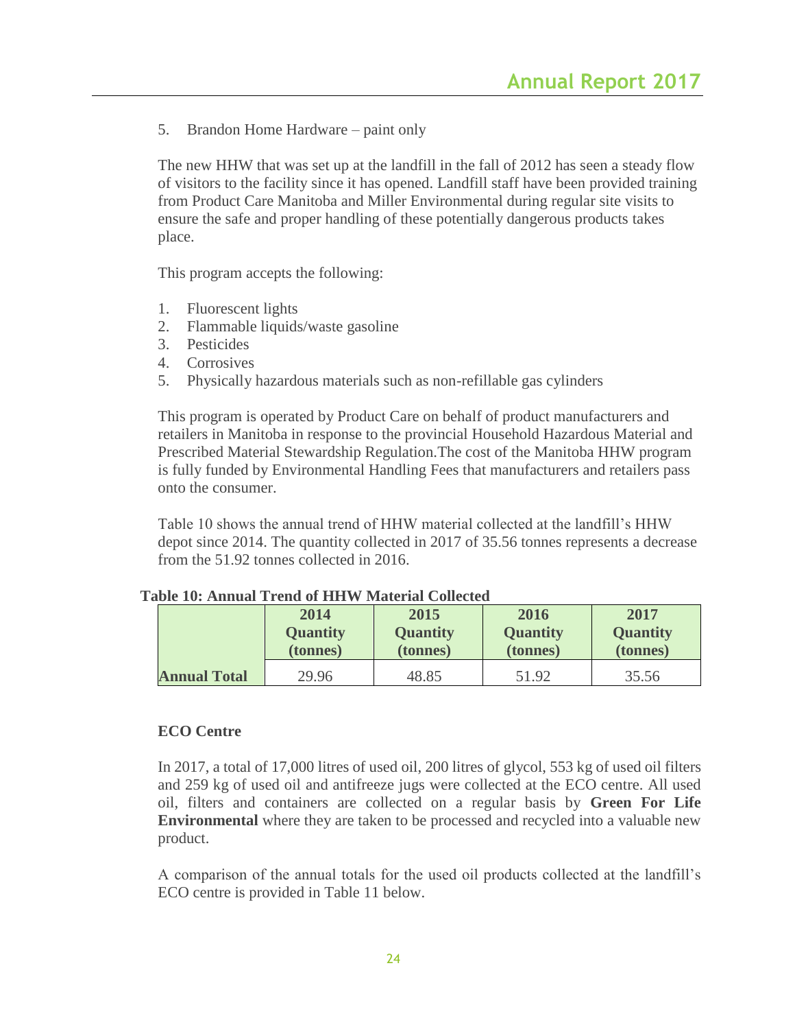5. Brandon Home Hardware – paint only

The new HHW that was set up at the landfill in the fall of 2012 has seen a steady flow of visitors to the facility since it has opened. Landfill staff have been provided training from Product Care Manitoba and Miller Environmental during regular site visits to ensure the safe and proper handling of these potentially dangerous products takes place.

This program accepts the following:

1. Fluorescent lights
2. Flammable liquids/waste gasoline
3. Pesticides
4. Corrosives
5. Physically hazardous materials such as non-refillable gas cylinders

This program is operated by Product Care on behalf of product manufacturers and retailers in Manitoba in response to the provincial Household Hazardous Material and Prescribed Material Stewardship Regulation.The cost of the Manitoba HHW program is fully funded by Environmental Handling Fees that manufacturers and retailers pass onto the consumer.

Table 10 shows the annual trend of HHW material collected at the landfill's HHW depot since 2014. The quantity collected in 2017 of 35.56 tonnes represents a decrease from the 51.92 tonnes collected in 2016.

**Table 10: Annual Trend of HHW Material Collected**

| | 2014 Quantity (tonnes) | 2015 Quantity (tonnes) | 2016 Quantity (tonnes) | 2017 Quantity (tonnes) |
|---|---|---|---|---|
| **Annual Total** | 29.96 | 48.85 | 51.92 | 35.56 |

**ECO Centre**

In 2017, a total of 17,000 litres of used oil, 200 litres of glycol, 553 kg of used oil filters and 259 kg of used oil and antifreeze jugs were collected at the ECO centre. All used oil, filters and containers are collected on a regular basis by **Green For Life Environmental** where they are taken to be processed and recycled into a valuable new product.

A comparison of the annual totals for the used oil products collected at the landfill's ECO centre is provided in Table 11 below.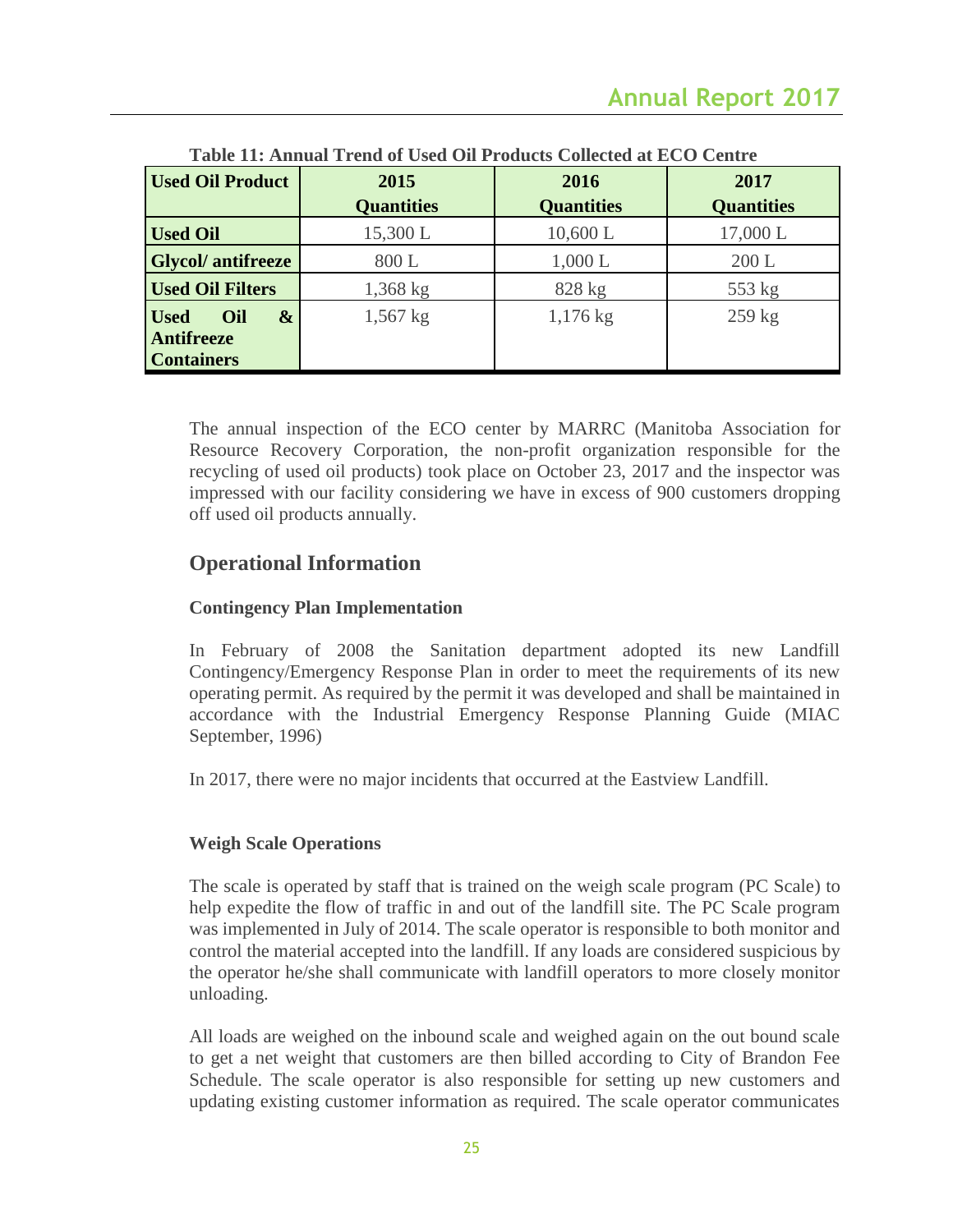**Table 11: Annual Trend of Used Oil Products Collected at ECO Centre**

| Used Oil Product | 2015 Quantities | 2016 Quantities | 2017 Quantities |
|---|---|---|---|
| **Used Oil** | 15,300 L | 10,600 L | 17,000 L |
| **Glycol/ antifreeze** | 800 L | 1,000 L | 200 L |
| **Used Oil Filters** | 1,368 kg | 828 kg | 553 kg |
| **Used Oil & Antifreeze Containers** | 1,567 kg | 1,176 kg | 259 kg |

The annual inspection of the ECO center by MARRC (Manitoba Association for Resource Recovery Corporation, the non-profit organization responsible for the recycling of used oil products) took place on October 23, 2017 and the inspector was impressed with our facility considering we have in excess of 900 customers dropping off used oil products annually.

## Operational Information

### Contingency Plan Implementation

In February of 2008 the Sanitation department adopted its new Landfill Contingency/Emergency Response Plan in order to meet the requirements of its new operating permit. As required by the permit it was developed and shall be maintained in accordance with the Industrial Emergency Response Planning Guide (MIAC September, 1996)

In 2017, there were no major incidents that occurred at the Eastview Landfill.

### Weigh Scale Operations

The scale is operated by staff that is trained on the weigh scale program (PC Scale) to help expedite the flow of traffic in and out of the landfill site. The PC Scale program was implemented in July of 2014. The scale operator is responsible to both monitor and control the material accepted into the landfill. If any loads are considered suspicious by the operator he/she shall communicate with landfill operators to more closely monitor unloading.

All loads are weighed on the inbound scale and weighed again on the out bound scale to get a net weight that customers are then billed according to City of Brandon Fee Schedule. The scale operator is also responsible for setting up new customers and updating existing customer information as required. The scale operator communicates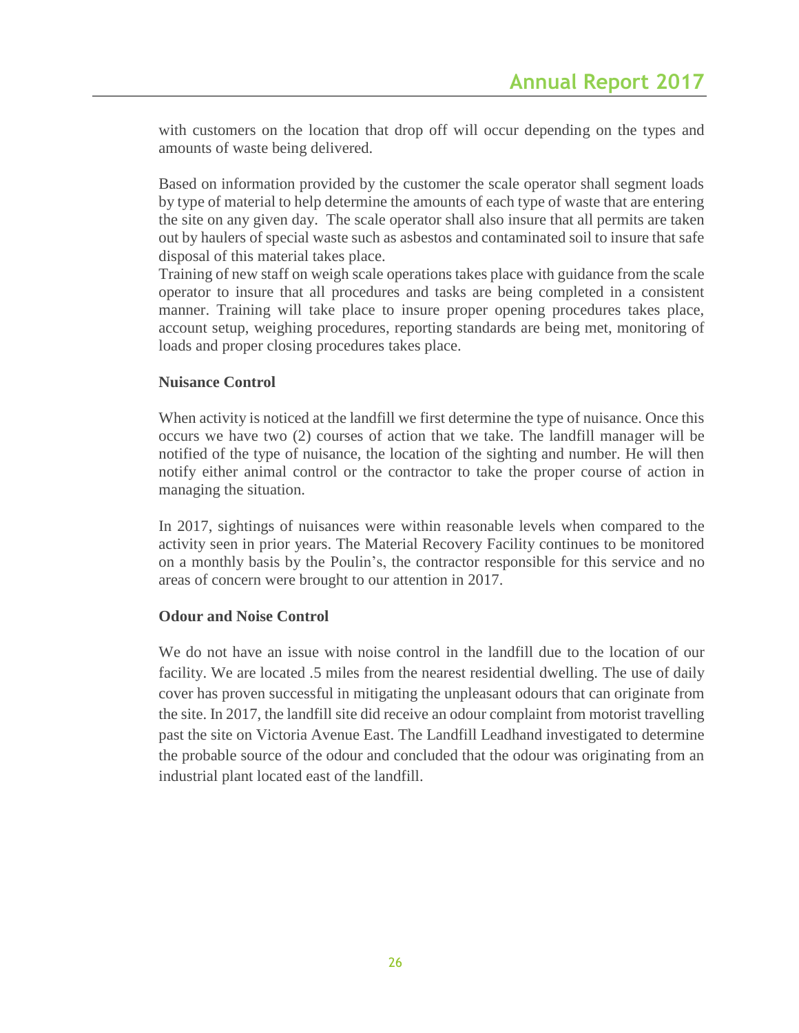with customers on the location that drop off will occur depending on the types and amounts of waste being delivered.

Based on information provided by the customer the scale operator shall segment loads by type of material to help determine the amounts of each type of waste that are entering the site on any given day. The scale operator shall also insure that all permits are taken out by haulers of special waste such as asbestos and contaminated soil to insure that safe disposal of this material takes place.
Training of new staff on weigh scale operations takes place with guidance from the scale operator to insure that all procedures and tasks are being completed in a consistent manner. Training will take place to insure proper opening procedures takes place, account setup, weighing procedures, reporting standards are being met, monitoring of loads and proper closing procedures takes place.

**Nuisance Control**

When activity is noticed at the landfill we first determine the type of nuisance. Once this occurs we have two (2) courses of action that we take. The landfill manager will be notified of the type of nuisance, the location of the sighting and number. He will then notify either animal control or the contractor to take the proper course of action in managing the situation.

In 2017, sightings of nuisances were within reasonable levels when compared to the activity seen in prior years. The Material Recovery Facility continues to be monitored on a monthly basis by the Poulin's, the contractor responsible for this service and no areas of concern were brought to our attention in 2017.

**Odour and Noise Control**

We do not have an issue with noise control in the landfill due to the location of our facility. We are located .5 miles from the nearest residential dwelling. The use of daily cover has proven successful in mitigating the unpleasant odours that can originate from the site. In 2017, the landfill site did receive an odour complaint from motorist travelling past the site on Victoria Avenue East. The Landfill Leadhand investigated to determine the probable source of the odour and concluded that the odour was originating from an industrial plant located east of the landfill.